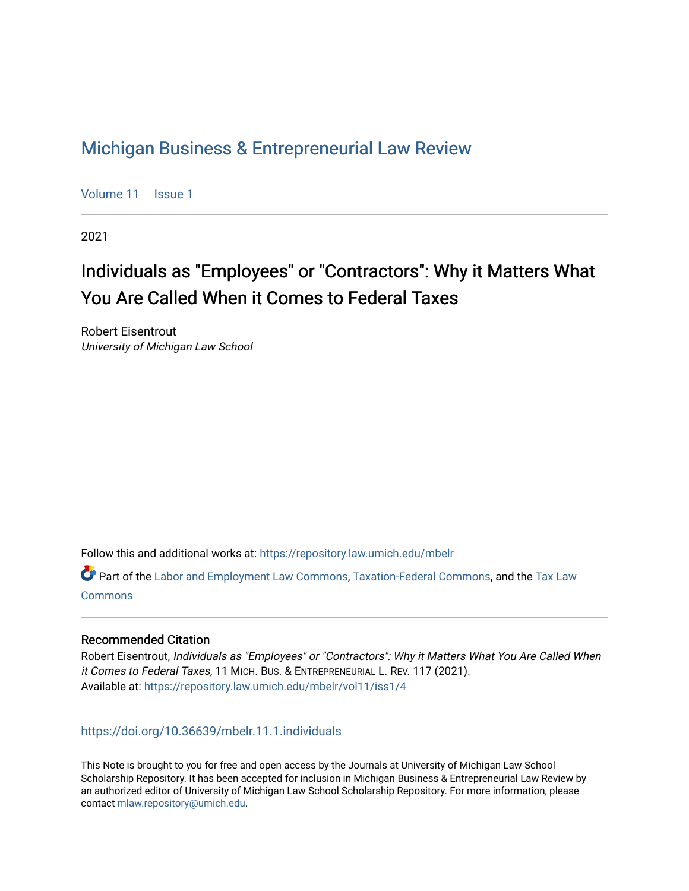# Michigan Business & Entrepreneurial Law Review

Volume 11 | Issue 1

2021

## Individuals as "Employees" or "Contractors": Why it Matters What You Are Called When it Comes to Federal Taxes

Robert Eisentrout
*University of Michigan Law School*

Follow this and additional works at: https://repository.law.umich.edu/mbelr

Part of the Labor and Employment Law Commons, Taxation-Federal Commons, and the Tax Law Commons

### Recommended Citation

Robert Eisentrout, *Individuals as "Employees" or "Contractors": Why it Matters What You Are Called When it Comes to Federal Taxes*, 11 MICH. BUS. & ENTREPRENEURIAL L. REV. 117 (2021).
Available at: https://repository.law.umich.edu/mbelr/vol11/iss1/4

https://doi.org/10.36639/mbelr.11.1.individuals

This Note is brought to you for free and open access by the Journals at University of Michigan Law School Scholarship Repository. It has been accepted for inclusion in Michigan Business & Entrepreneurial Law Review by an authorized editor of University of Michigan Law School Scholarship Repository. For more information, please contact mlaw.repository@umich.edu.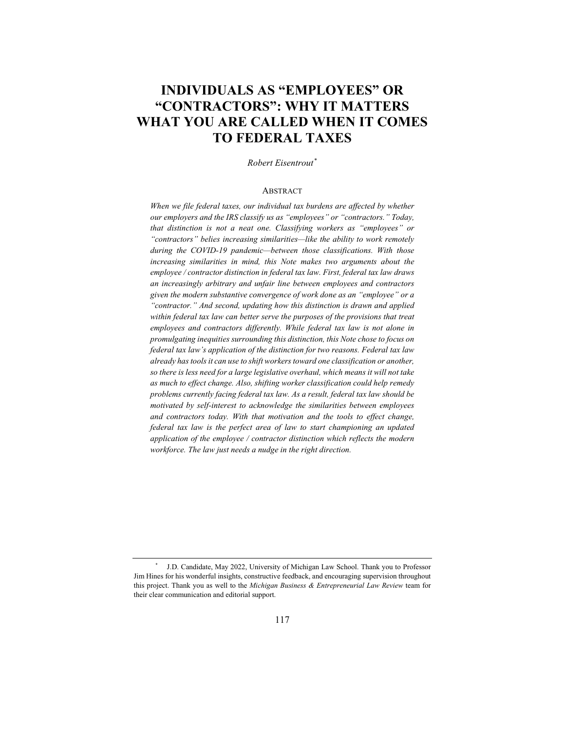# INDIVIDUALS AS "EMPLOYEES" OR "CONTRACTORS": WHY IT MATTERS WHAT YOU ARE CALLED WHEN IT COMES TO FEDERAL TAXES

*Robert Eisentrout*[*]

## ABSTRACT

*When we file federal taxes, our individual tax burdens are affected by whether our employers and the IRS classify us as "employees" or "contractors." Today, that distinction is not a neat one. Classifying workers as "employees" or "contractors" belies increasing similarities—like the ability to work remotely during the COVID-19 pandemic—between those classifications. With those increasing similarities in mind, this Note makes two arguments about the employee / contractor distinction in federal tax law. First, federal tax law draws an increasingly arbitrary and unfair line between employees and contractors given the modern substantive convergence of work done as an "employee" or a "contractor." And second, updating how this distinction is drawn and applied within federal tax law can better serve the purposes of the provisions that treat employees and contractors differently. While federal tax law is not alone in promulgating inequities surrounding this distinction, this Note chose to focus on federal tax law's application of the distinction for two reasons. Federal tax law already has tools it can use to shift workers toward one classification or another, so there is less need for a large legislative overhaul, which means it will not take as much to effect change. Also, shifting worker classification could help remedy problems currently facing federal tax law. As a result, federal tax law should be motivated by self-interest to acknowledge the similarities between employees and contractors today. With that motivation and the tools to effect change, federal tax law is the perfect area of law to start championing an updated application of the employee / contractor distinction which reflects the modern workforce. The law just needs a nudge in the right direction.*

---

[*] J.D. Candidate, May 2022, University of Michigan Law School. Thank you to Professor Jim Hines for his wonderful insights, constructive feedback, and encouraging supervision throughout this project. Thank you as well to the *Michigan Business & Entrepreneurial Law Review* team for their clear communication and editorial support.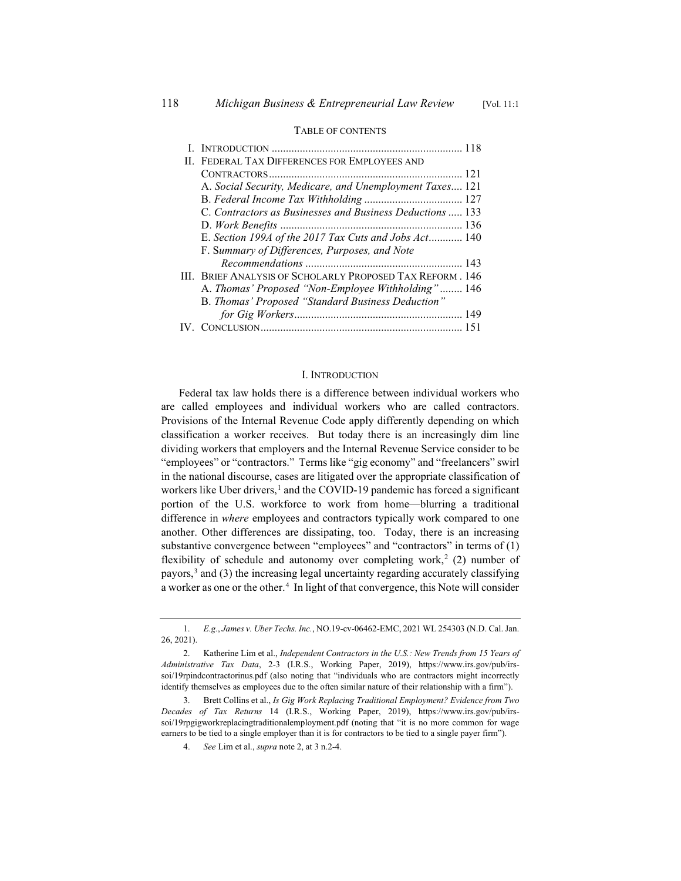TABLE OF CONTENTS

I. INTRODUCTION .................................................................... 118
II. FEDERAL TAX DIFFERENCES FOR EMPLOYEES AND CONTRACTORS .................................................................... 121
  A. *Social Security, Medicare, and Unemployment Taxes* .... 121
  B. *Federal Income Tax Withholding* .................................... 127
  C. *Contractors as Businesses and Business Deductions* ..... 133
  D. *Work Benefits* ................................................................. 136
  E. *Section 199A of the 2017 Tax Cuts and Jobs Act* ............ 140
  F. S*ummary of Differences, Purposes, and Note Recommendations* ......................................................... 143
III. BRIEF ANALYSIS OF SCHOLARLY PROPOSED TAX REFORM . 146
  A. *Thomas' Proposed "Non-Employee Withholding"* ........ 146
  B. *Thomas' Proposed "Standard Business Deduction" for Gig Workers* ............................................................ 149
IV. CONCLUSION ........................................................................ 151

## I. INTRODUCTION

Federal tax law holds there is a difference between individual workers who are called employees and individual workers who are called contractors. Provisions of the Internal Revenue Code apply differently depending on which classification a worker receives. But today there is an increasingly dim line dividing workers that employers and the Internal Revenue Service consider to be "employees" or "contractors." Terms like "gig economy" and "freelancers" swirl in the national discourse, cases are litigated over the appropriate classification of workers like Uber drivers,[1] and the COVID-19 pandemic has forced a significant portion of the U.S. workforce to work from home—blurring a traditional difference in *where* employees and contractors typically work compared to one another. Other differences are dissipating, too. Today, there is an increasing substantive convergence between "employees" and "contractors" in terms of (1) flexibility of schedule and autonomy over completing work,[2] (2) number of payors,[3] and (3) the increasing legal uncertainty regarding accurately classifying a worker as one or the other.[4] In light of that convergence, this Note will consider

---

1. *E.g.*, *James v. Uber Techs. Inc.*, NO.19-cv-06462-EMC, 2021 WL 254303 (N.D. Cal. Jan. 26, 2021).

2. Katherine Lim et al., *Independent Contractors in the U.S.: New Trends from 15 Years of Administrative Tax Data*, 2-3 (I.R.S., Working Paper, 2019), https://www.irs.gov/pub/irs-soi/19rpindcontractorinus.pdf (also noting that "individuals who are contractors might incorrectly identify themselves as employees due to the often similar nature of their relationship with a firm").

3. Brett Collins et al., *Is Gig Work Replacing Traditional Employment? Evidence from Two Decades of Tax Returns* 14 (I.R.S., Working Paper, 2019), https://www.irs.gov/pub/irs-soi/19rpgigworkreplacingtraditionalemployment.pdf (noting that "it is no more common for wage earners to be tied to a single employer than it is for contractors to be tied to a single payer firm").

4. *See* Lim et al., *supra* note 2, at 3 n.2-4.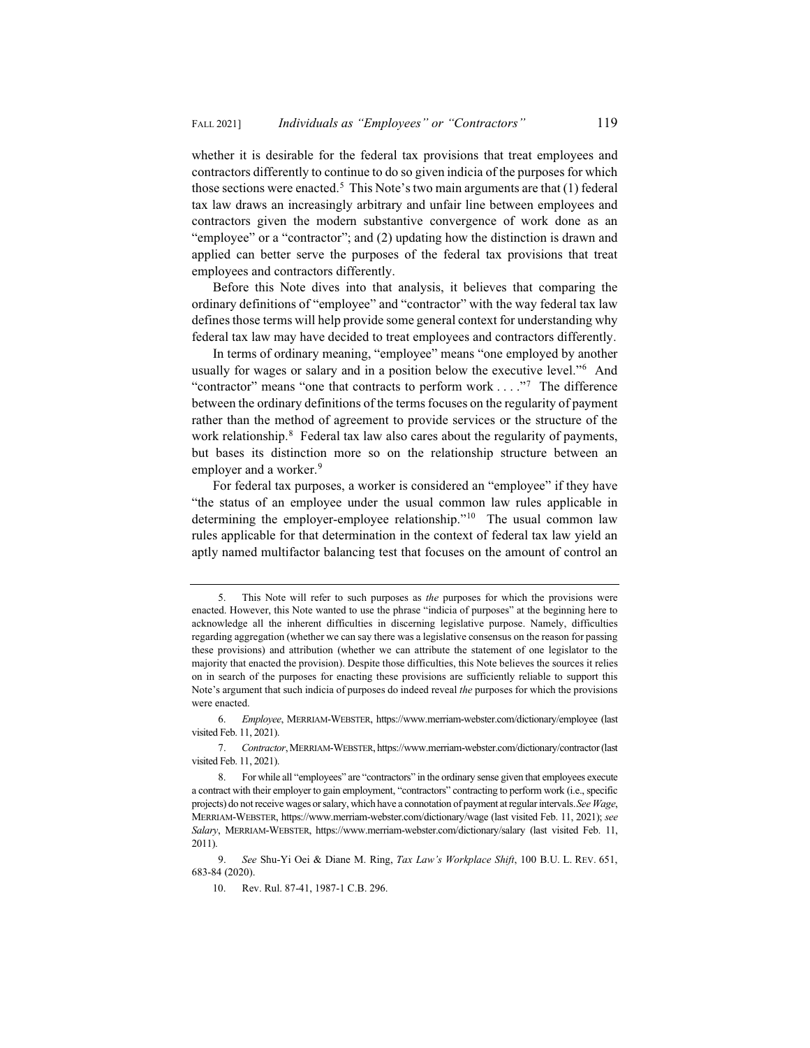whether it is desirable for the federal tax provisions that treat employees and contractors differently to continue to do so given indicia of the purposes for which those sections were enacted.[5] This Note's two main arguments are that (1) federal tax law draws an increasingly arbitrary and unfair line between employees and contractors given the modern substantive convergence of work done as an "employee" or a "contractor"; and (2) updating how the distinction is drawn and applied can better serve the purposes of the federal tax provisions that treat employees and contractors differently.

Before this Note dives into that analysis, it believes that comparing the ordinary definitions of "employee" and "contractor" with the way federal tax law defines those terms will help provide some general context for understanding why federal tax law may have decided to treat employees and contractors differently.

In terms of ordinary meaning, "employee" means "one employed by another usually for wages or salary and in a position below the executive level."[6] And "contractor" means "one that contracts to perform work . . . ."[7] The difference between the ordinary definitions of the terms focuses on the regularity of payment rather than the method of agreement to provide services or the structure of the work relationship.[8] Federal tax law also cares about the regularity of payments, but bases its distinction more so on the relationship structure between an employer and a worker.[9]

For federal tax purposes, a worker is considered an "employee" if they have "the status of an employee under the usual common law rules applicable in determining the employer-employee relationship."[10] The usual common law rules applicable for that determination in the context of federal tax law yield an aptly named multifactor balancing test that focuses on the amount of control an

---

5. This Note will refer to such purposes as *the* purposes for which the provisions were enacted. However, this Note wanted to use the phrase "indicia of purposes" at the beginning here to acknowledge all the inherent difficulties in discerning legislative purpose. Namely, difficulties regarding aggregation (whether we can say there was a legislative consensus on the reason for passing these provisions) and attribution (whether we can attribute the statement of one legislator to the majority that enacted the provision). Despite those difficulties, this Note believes the sources it relies on in search of the purposes for enacting these provisions are sufficiently reliable to support this Note's argument that such indicia of purposes do indeed reveal *the* purposes for which the provisions were enacted.

6. *Employee*, MERRIAM-WEBSTER, https://www.merriam-webster.com/dictionary/employee (last visited Feb. 11, 2021).

7. *Contractor*, MERRIAM-WEBSTER, https://www.merriam-webster.com/dictionary/contractor (last visited Feb. 11, 2021).

8. For while all "employees" are "contractors" in the ordinary sense given that employees execute a contract with their employer to gain employment, "contractors" contracting to perform work (i.e., specific projects) do not receive wages or salary, which have a connotation of payment at regular intervals. *See Wage*, MERRIAM-WEBSTER, https://www.merriam-webster.com/dictionary/wage (last visited Feb. 11, 2021); *see Salary*, MERRIAM-WEBSTER, https://www.merriam-webster.com/dictionary/salary (last visited Feb. 11, 2011).

9. *See* Shu-Yi Oei & Diane M. Ring, *Tax Law's Workplace Shift*, 100 B.U. L. REV. 651, 683-84 (2020).

10. Rev. Rul. 87-41, 1987-1 C.B. 296.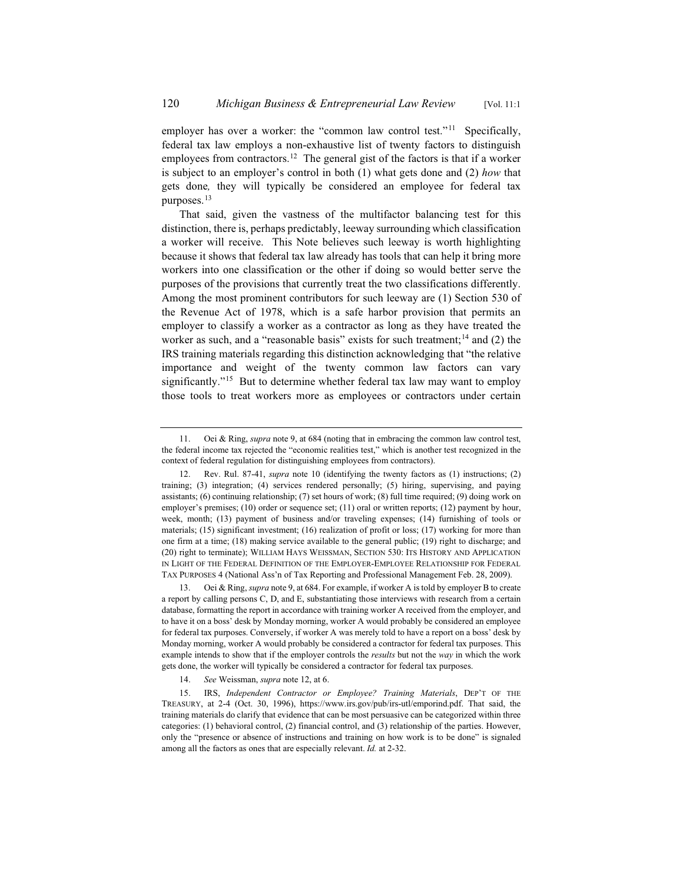employer has over a worker: the "common law control test."[11] Specifically, federal tax law employs a non-exhaustive list of twenty factors to distinguish employees from contractors.[12] The general gist of the factors is that if a worker is subject to an employer's control in both (1) what gets done and (2) *how* that gets done*,* they will typically be considered an employee for federal tax purposes.[13]

That said, given the vastness of the multifactor balancing test for this distinction, there is, perhaps predictably, leeway surrounding which classification a worker will receive. This Note believes such leeway is worth highlighting because it shows that federal tax law already has tools that can help it bring more workers into one classification or the other if doing so would better serve the purposes of the provisions that currently treat the two classifications differently. Among the most prominent contributors for such leeway are (1) Section 530 of the Revenue Act of 1978, which is a safe harbor provision that permits an employer to classify a worker as a contractor as long as they have treated the worker as such, and a "reasonable basis" exists for such treatment;[14] and (2) the IRS training materials regarding this distinction acknowledging that "the relative importance and weight of the twenty common law factors can vary significantly."[15] But to determine whether federal tax law may want to employ those tools to treat workers more as employees or contractors under certain

---

11. Oei & Ring, *supra* note 9, at 684 (noting that in embracing the common law control test, the federal income tax rejected the "economic realities test," which is another test recognized in the context of federal regulation for distinguishing employees from contractors).

12. Rev. Rul. 87-41, *supra* note 10 (identifying the twenty factors as (1) instructions; (2) training; (3) integration; (4) services rendered personally; (5) hiring, supervising, and paying assistants; (6) continuing relationship; (7) set hours of work; (8) full time required; (9) doing work on employer's premises; (10) order or sequence set; (11) oral or written reports; (12) payment by hour, week, month; (13) payment of business and/or traveling expenses; (14) furnishing of tools or materials; (15) significant investment; (16) realization of profit or loss; (17) working for more than one firm at a time; (18) making service available to the general public; (19) right to discharge; and (20) right to terminate); WILLIAM HAYS WEISSMAN, SECTION 530: ITS HISTORY AND APPLICATION IN LIGHT OF THE FEDERAL DEFINITION OF THE EMPLOYER-EMPLOYEE RELATIONSHIP FOR FEDERAL TAX PURPOSES 4 (National Ass'n of Tax Reporting and Professional Management Feb. 28, 2009).

13. Oei & Ring, *supra* note 9, at 684. For example, if worker A is told by employer B to create a report by calling persons C, D, and E, substantiating those interviews with research from a certain database, formatting the report in accordance with training worker A received from the employer, and to have it on a boss' desk by Monday morning, worker A would probably be considered an employee for federal tax purposes. Conversely, if worker A was merely told to have a report on a boss' desk by Monday morning, worker A would probably be considered a contractor for federal tax purposes. This example intends to show that if the employer controls the *results* but not the *way* in which the work gets done, the worker will typically be considered a contractor for federal tax purposes.

14. *See* Weissman, *supra* note 12, at 6.

15. IRS, *Independent Contractor or Employee? Training Materials*, DEP'T OF THE TREASURY, at 2-4 (Oct. 30, 1996), https://www.irs.gov/pub/irs-utl/emporind.pdf. That said, the training materials do clarify that evidence that can be most persuasive can be categorized within three categories: (1) behavioral control, (2) financial control, and (3) relationship of the parties. However, only the "presence or absence of instructions and training on how work is to be done" is signaled among all the factors as ones that are especially relevant. *Id.* at 2-32.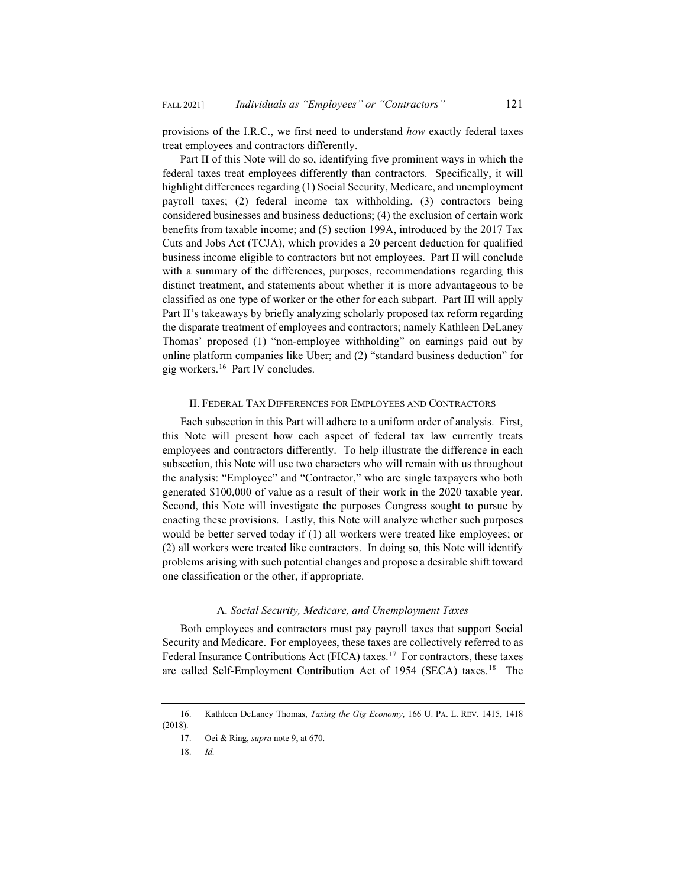provisions of the I.R.C., we first need to understand *how* exactly federal taxes treat employees and contractors differently.

Part II of this Note will do so, identifying five prominent ways in which the federal taxes treat employees differently than contractors. Specifically, it will highlight differences regarding (1) Social Security, Medicare, and unemployment payroll taxes; (2) federal income tax withholding, (3) contractors being considered businesses and business deductions; (4) the exclusion of certain work benefits from taxable income; and (5) section 199A, introduced by the 2017 Tax Cuts and Jobs Act (TCJA), which provides a 20 percent deduction for qualified business income eligible to contractors but not employees. Part II will conclude with a summary of the differences, purposes, recommendations regarding this distinct treatment, and statements about whether it is more advantageous to be classified as one type of worker or the other for each subpart. Part III will apply Part II's takeaways by briefly analyzing scholarly proposed tax reform regarding the disparate treatment of employees and contractors; namely Kathleen DeLaney Thomas' proposed (1) "non-employee withholding" on earnings paid out by online platform companies like Uber; and (2) "standard business deduction" for gig workers.[16] Part IV concludes.

## II. Federal Tax Differences for Employees and Contractors

Each subsection in this Part will adhere to a uniform order of analysis. First, this Note will present how each aspect of federal tax law currently treats employees and contractors differently. To help illustrate the difference in each subsection, this Note will use two characters who will remain with us throughout the analysis: "Employee" and "Contractor," who are single taxpayers who both generated $100,000 of value as a result of their work in the 2020 taxable year. Second, this Note will investigate the purposes Congress sought to pursue by enacting these provisions. Lastly, this Note will analyze whether such purposes would be better served today if (1) all workers were treated like employees; or (2) all workers were treated like contractors. In doing so, this Note will identify problems arising with such potential changes and propose a desirable shift toward one classification or the other, if appropriate.

### A. *Social Security, Medicare, and Unemployment Taxes*

Both employees and contractors must pay payroll taxes that support Social Security and Medicare. For employees, these taxes are collectively referred to as Federal Insurance Contributions Act (FICA) taxes.[17] For contractors, these taxes are called Self-Employment Contribution Act of 1954 (SECA) taxes.[18] The

---

16. Kathleen DeLaney Thomas, *Taxing the Gig Economy*, 166 U. PA. L. REV. 1415, 1418 (2018).

17. Oei & Ring, *supra* note 9, at 670.

18. *Id.*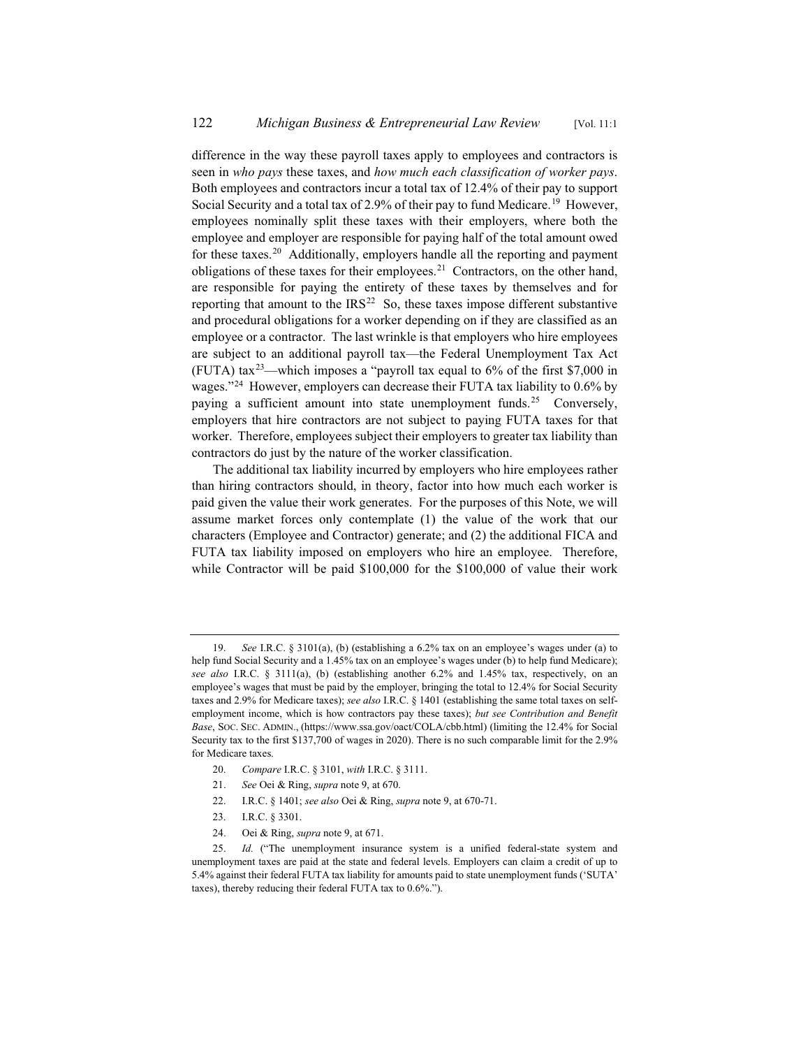difference in the way these payroll taxes apply to employees and contractors is seen in *who pays* these taxes, and *how much each classification of worker pays*. Both employees and contractors incur a total tax of 12.4% of their pay to support Social Security and a total tax of 2.9% of their pay to fund Medicare.[19] However, employees nominally split these taxes with their employers, where both the employee and employer are responsible for paying half of the total amount owed for these taxes.[20] Additionally, employers handle all the reporting and payment obligations of these taxes for their employees.[21] Contractors, on the other hand, are responsible for paying the entirety of these taxes by themselves and for reporting that amount to the IRS[22] So, these taxes impose different substantive and procedural obligations for a worker depending on if they are classified as an employee or a contractor. The last wrinkle is that employers who hire employees are subject to an additional payroll tax—the Federal Unemployment Tax Act (FUTA) tax[23]—which imposes a "payroll tax equal to 6% of the first $7,000 in wages."[24] However, employers can decrease their FUTA tax liability to 0.6% by paying a sufficient amount into state unemployment funds.[25] Conversely, employers that hire contractors are not subject to paying FUTA taxes for that worker. Therefore, employees subject their employers to greater tax liability than contractors do just by the nature of the worker classification.

The additional tax liability incurred by employers who hire employees rather than hiring contractors should, in theory, factor into how much each worker is paid given the value their work generates. For the purposes of this Note, we will assume market forces only contemplate (1) the value of the work that our characters (Employee and Contractor) generate; and (2) the additional FICA and FUTA tax liability imposed on employers who hire an employee. Therefore, while Contractor will be paid $100,000 for the $100,000 of value their work

---

19. *See* I.R.C. § 3101(a), (b) (establishing a 6.2% tax on an employee's wages under (a) to help fund Social Security and a 1.45% tax on an employee's wages under (b) to help fund Medicare); *see also* I.R.C. § 3111(a), (b) (establishing another 6.2% and 1.45% tax, respectively, on an employee's wages that must be paid by the employer, bringing the total to 12.4% for Social Security taxes and 2.9% for Medicare taxes); *see also* I.R.C. § 1401 (establishing the same total taxes on self-employment income, which is how contractors pay these taxes); *but see Contribution and Benefit Base*, SOC. SEC. ADMIN., (https://www.ssa.gov/oact/COLA/cbb.html) (limiting the 12.4% for Social Security tax to the first $137,700 of wages in 2020). There is no such comparable limit for the 2.9% for Medicare taxes.

20. *Compare* I.R.C. § 3101, *with* I.R.C. § 3111.

21. *See* Oei & Ring, *supra* note 9, at 670.

22. I.R.C. § 1401; *see also* Oei & Ring, *supra* note 9, at 670-71.

23. I.R.C. § 3301.

24. Oei & Ring, *supra* note 9, at 671.

25. *Id.* ("The unemployment insurance system is a unified federal-state system and unemployment taxes are paid at the state and federal levels. Employers can claim a credit of up to 5.4% against their federal FUTA tax liability for amounts paid to state unemployment funds ('SUTA' taxes), thereby reducing their federal FUTA tax to 0.6%.").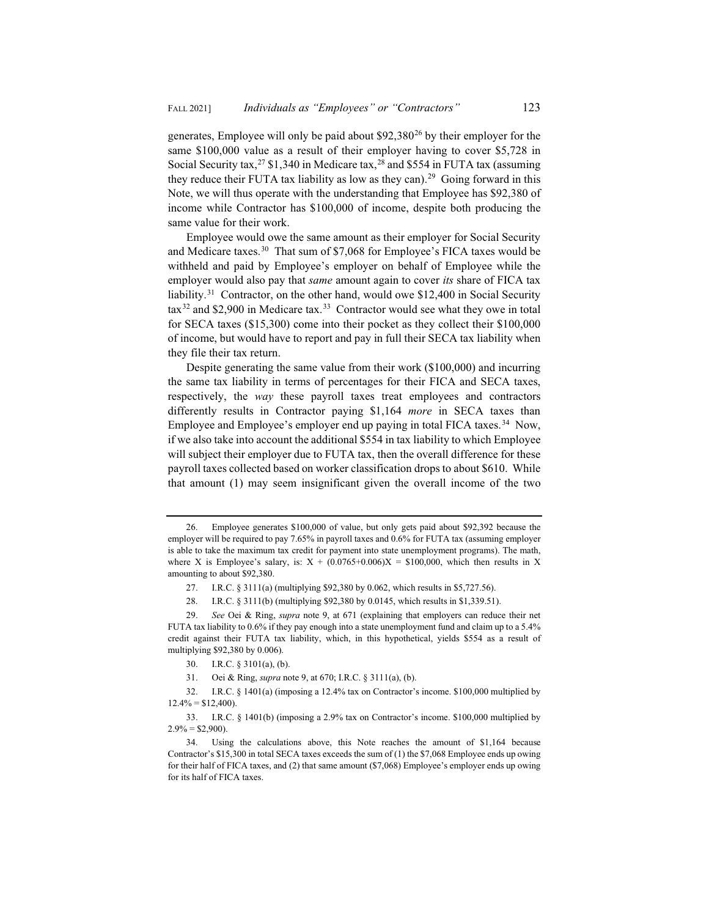generates, Employee will only be paid about $92,380[26] by their employer for the same $100,000 value as a result of their employer having to cover $5,728 in Social Security tax,[27] $1,340 in Medicare tax,[28] and $554 in FUTA tax (assuming they reduce their FUTA tax liability as low as they can).[29] Going forward in this Note, we will thus operate with the understanding that Employee has $92,380 of income while Contractor has $100,000 of income, despite both producing the same value for their work.

Employee would owe the same amount as their employer for Social Security and Medicare taxes.[30] That sum of $7,068 for Employee's FICA taxes would be withheld and paid by Employee's employer on behalf of Employee while the employer would also pay that *same* amount again to cover *its* share of FICA tax liability.[31] Contractor, on the other hand, would owe $12,400 in Social Security tax[32] and $2,900 in Medicare tax.[33] Contractor would see what they owe in total for SECA taxes ($15,300) come into their pocket as they collect their $100,000 of income, but would have to report and pay in full their SECA tax liability when they file their tax return.

Despite generating the same value from their work ($100,000) and incurring the same tax liability in terms of percentages for their FICA and SECA taxes, respectively, the *way* these payroll taxes treat employees and contractors differently results in Contractor paying $1,164 *more* in SECA taxes than Employee and Employee's employer end up paying in total FICA taxes.[34] Now, if we also take into account the additional $554 in tax liability to which Employee will subject their employer due to FUTA tax, then the overall difference for these payroll taxes collected based on worker classification drops to about $610. While that amount (1) may seem insignificant given the overall income of the two

---

26. Employee generates $100,000 of value, but only gets paid about $92,392 because the employer will be required to pay 7.65% in payroll taxes and 0.6% for FUTA tax (assuming employer is able to take the maximum tax credit for payment into state unemployment programs). The math, where X is Employee's salary, is: $X + (0.0765+0.006)X = \$100,000$, which then results in X amounting to about $92,380.

27. I.R.C. § 3111(a) (multiplying $92,380 by 0.062, which results in $5,727.56).

28. I.R.C. § 3111(b) (multiplying $92,380 by 0.0145, which results in $1,339.51).

29. *See* Oei & Ring, *supra* note 9, at 671 (explaining that employers can reduce their net FUTA tax liability to 0.6% if they pay enough into a state unemployment fund and claim up to a 5.4% credit against their FUTA tax liability, which, in this hypothetical, yields $554 as a result of multiplying $92,380 by 0.006).

30. I.R.C. § 3101(a), (b).

31. Oei & Ring, *supra* note 9, at 670; I.R.C. § 3111(a), (b).

32. I.R.C. § 1401(a) (imposing a 12.4% tax on Contractor's income. $100,000 multiplied by 12.4% = $12,400).

33. I.R.C. § 1401(b) (imposing a 2.9% tax on Contractor's income. $100,000 multiplied by 2.9% = $2,900).

34. Using the calculations above, this Note reaches the amount of $1,164 because Contractor's $15,300 in total SECA taxes exceeds the sum of (1) the $7,068 Employee ends up owing for their half of FICA taxes, and (2) that same amount ($7,068) Employee's employer ends up owing for its half of FICA taxes.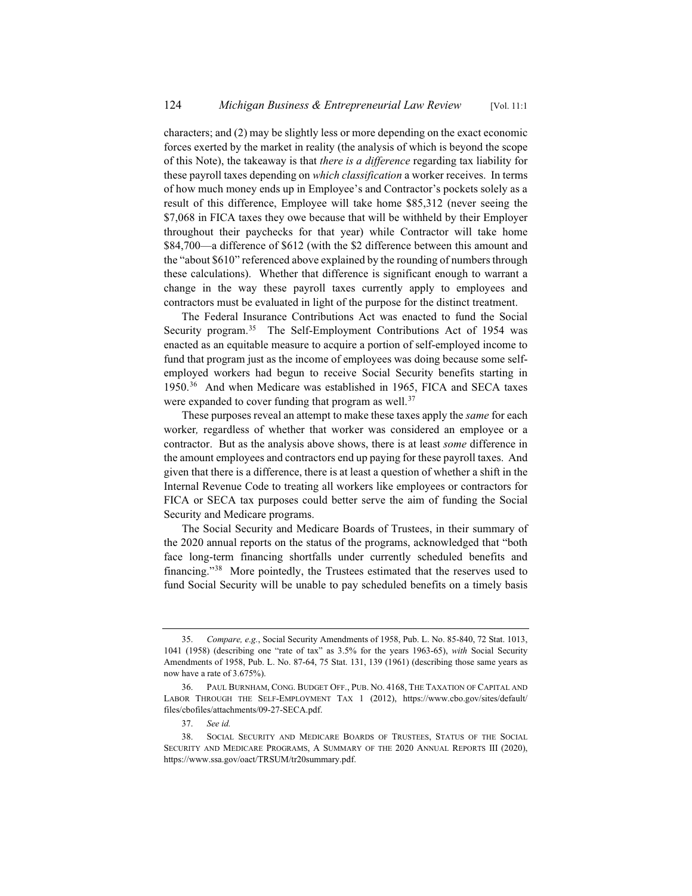characters; and (2) may be slightly less or more depending on the exact economic forces exerted by the market in reality (the analysis of which is beyond the scope of this Note), the takeaway is that *there is a difference* regarding tax liability for these payroll taxes depending on *which classification* a worker receives. In terms of how much money ends up in Employee's and Contractor's pockets solely as a result of this difference, Employee will take home $85,312 (never seeing the $7,068 in FICA taxes they owe because that will be withheld by their Employer throughout their paychecks for that year) while Contractor will take home $84,700—a difference of $612 (with the $2 difference between this amount and the "about $610" referenced above explained by the rounding of numbers through these calculations). Whether that difference is significant enough to warrant a change in the way these payroll taxes currently apply to employees and contractors must be evaluated in light of the purpose for the distinct treatment.

The Federal Insurance Contributions Act was enacted to fund the Social Security program.[35] The Self-Employment Contributions Act of 1954 was enacted as an equitable measure to acquire a portion of self-employed income to fund that program just as the income of employees was doing because some self-employed workers had begun to receive Social Security benefits starting in 1950.[36] And when Medicare was established in 1965, FICA and SECA taxes were expanded to cover funding that program as well.[37]

These purposes reveal an attempt to make these taxes apply the *same* for each worker*,* regardless of whether that worker was considered an employee or a contractor. But as the analysis above shows, there is at least *some* difference in the amount employees and contractors end up paying for these payroll taxes. And given that there is a difference, there is at least a question of whether a shift in the Internal Revenue Code to treating all workers like employees or contractors for FICA or SECA tax purposes could better serve the aim of funding the Social Security and Medicare programs.

The Social Security and Medicare Boards of Trustees, in their summary of the 2020 annual reports on the status of the programs, acknowledged that "both face long-term financing shortfalls under currently scheduled benefits and financing."[38] More pointedly, the Trustees estimated that the reserves used to fund Social Security will be unable to pay scheduled benefits on a timely basis

---

35. *Compare, e.g.*, Social Security Amendments of 1958, Pub. L. No. 85-840, 72 Stat. 1013, 1041 (1958) (describing one "rate of tax" as 3.5% for the years 1963-65), *with* Social Security Amendments of 1958, Pub. L. No. 87-64, 75 Stat. 131, 139 (1961) (describing those same years as now have a rate of 3.675%).

36. PAUL BURNHAM, CONG. BUDGET OFF., PUB. NO. 4168, THE TAXATION OF CAPITAL AND LABOR THROUGH THE SELF-EMPLOYMENT TAX 1 (2012), https://www.cbo.gov/sites/default/files/cbofiles/attachments/09-27-SECA.pdf.

37. *See id.*

38. SOCIAL SECURITY AND MEDICARE BOARDS OF TRUSTEES, STATUS OF THE SOCIAL SECURITY AND MEDICARE PROGRAMS, A SUMMARY OF THE 2020 ANNUAL REPORTS III (2020), https://www.ssa.gov/oact/TRSUM/tr20summary.pdf.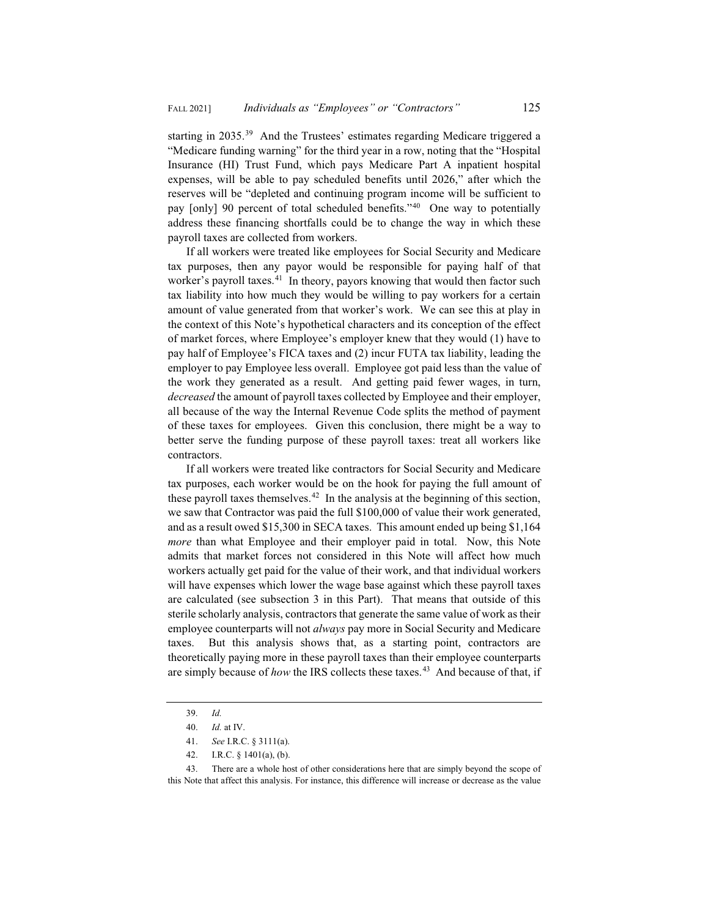starting in 2035.[39] And the Trustees' estimates regarding Medicare triggered a "Medicare funding warning" for the third year in a row, noting that the "Hospital Insurance (HI) Trust Fund, which pays Medicare Part A inpatient hospital expenses, will be able to pay scheduled benefits until 2026," after which the reserves will be "depleted and continuing program income will be sufficient to pay [only] 90 percent of total scheduled benefits."[40] One way to potentially address these financing shortfalls could be to change the way in which these payroll taxes are collected from workers.

If all workers were treated like employees for Social Security and Medicare tax purposes, then any payor would be responsible for paying half of that worker's payroll taxes.[41] In theory, payors knowing that would then factor such tax liability into how much they would be willing to pay workers for a certain amount of value generated from that worker's work. We can see this at play in the context of this Note's hypothetical characters and its conception of the effect of market forces, where Employee's employer knew that they would (1) have to pay half of Employee's FICA taxes and (2) incur FUTA tax liability, leading the employer to pay Employee less overall. Employee got paid less than the value of the work they generated as a result. And getting paid fewer wages, in turn, *decreased* the amount of payroll taxes collected by Employee and their employer, all because of the way the Internal Revenue Code splits the method of payment of these taxes for employees. Given this conclusion, there might be a way to better serve the funding purpose of these payroll taxes: treat all workers like contractors.

If all workers were treated like contractors for Social Security and Medicare tax purposes, each worker would be on the hook for paying the full amount of these payroll taxes themselves.[42] In the analysis at the beginning of this section, we saw that Contractor was paid the full $100,000 of value their work generated, and as a result owed $15,300 in SECA taxes. This amount ended up being $1,164 *more* than what Employee and their employer paid in total. Now, this Note admits that market forces not considered in this Note will affect how much workers actually get paid for the value of their work, and that individual workers will have expenses which lower the wage base against which these payroll taxes are calculated (see subsection 3 in this Part). That means that outside of this sterile scholarly analysis, contractors that generate the same value of work as their employee counterparts will not *always* pay more in Social Security and Medicare taxes. But this analysis shows that, as a starting point, contractors are theoretically paying more in these payroll taxes than their employee counterparts are simply because of *how* the IRS collects these taxes.[43] And because of that, if

39. *Id.*

40. *Id.* at IV.

41. *See* I.R.C. § 3111(a).

42. I.R.C. § 1401(a), (b).

43. There are a whole host of other considerations here that are simply beyond the scope of this Note that affect this analysis. For instance, this difference will increase or decrease as the value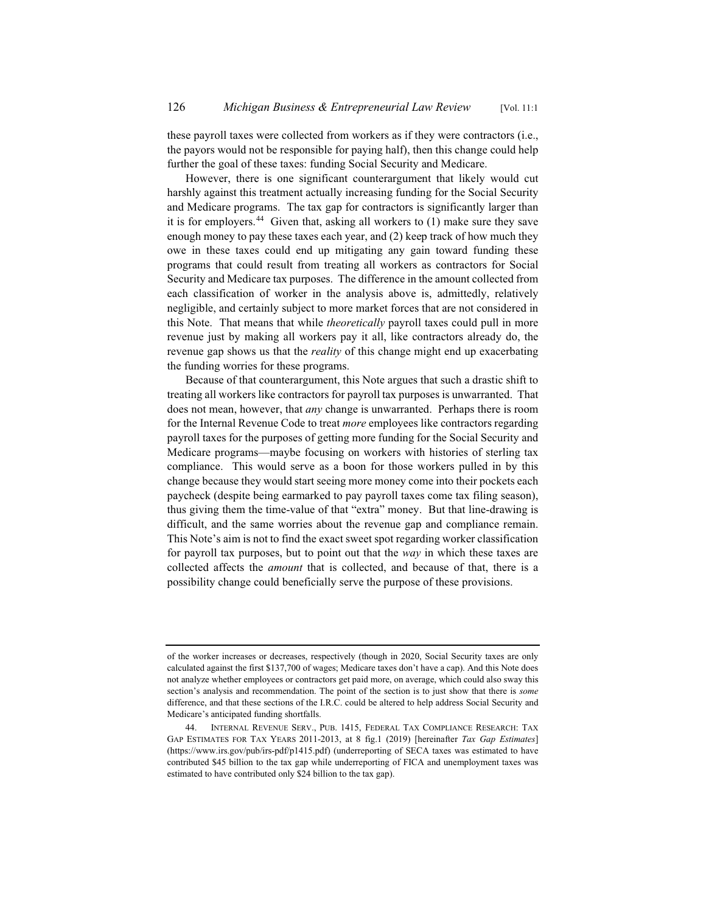these payroll taxes were collected from workers as if they were contractors (i.e., the payors would not be responsible for paying half), then this change could help further the goal of these taxes: funding Social Security and Medicare.

However, there is one significant counterargument that likely would cut harshly against this treatment actually increasing funding for the Social Security and Medicare programs. The tax gap for contractors is significantly larger than it is for employers.[44] Given that, asking all workers to (1) make sure they save enough money to pay these taxes each year, and (2) keep track of how much they owe in these taxes could end up mitigating any gain toward funding these programs that could result from treating all workers as contractors for Social Security and Medicare tax purposes. The difference in the amount collected from each classification of worker in the analysis above is, admittedly, relatively negligible, and certainly subject to more market forces that are not considered in this Note. That means that while *theoretically* payroll taxes could pull in more revenue just by making all workers pay it all, like contractors already do, the revenue gap shows us that the *reality* of this change might end up exacerbating the funding worries for these programs.

Because of that counterargument, this Note argues that such a drastic shift to treating all workers like contractors for payroll tax purposes is unwarranted. That does not mean, however, that *any* change is unwarranted. Perhaps there is room for the Internal Revenue Code to treat *more* employees like contractors regarding payroll taxes for the purposes of getting more funding for the Social Security and Medicare programs—maybe focusing on workers with histories of sterling tax compliance. This would serve as a boon for those workers pulled in by this change because they would start seeing more money come into their pockets each paycheck (despite being earmarked to pay payroll taxes come tax filing season), thus giving them the time-value of that "extra" money. But that line-drawing is difficult, and the same worries about the revenue gap and compliance remain. This Note's aim is not to find the exact sweet spot regarding worker classification for payroll tax purposes, but to point out that the *way* in which these taxes are collected affects the *amount* that is collected, and because of that, there is a possibility change could beneficially serve the purpose of these provisions.

---

of the worker increases or decreases, respectively (though in 2020, Social Security taxes are only calculated against the first $137,700 of wages; Medicare taxes don't have a cap). And this Note does not analyze whether employees or contractors get paid more, on average, which could also sway this section's analysis and recommendation. The point of the section is to just show that there is *some* difference, and that these sections of the I.R.C. could be altered to help address Social Security and Medicare's anticipated funding shortfalls.

44. INTERNAL REVENUE SERV., PUB. 1415, FEDERAL TAX COMPLIANCE RESEARCH: TAX GAP ESTIMATES FOR TAX YEARS 2011-2013, at 8 fig.1 (2019) [hereinafter *Tax Gap Estimates*] (https://www.irs.gov/pub/irs-pdf/p1415.pdf) (underreporting of SECA taxes was estimated to have contributed $45 billion to the tax gap while underreporting of FICA and unemployment taxes was estimated to have contributed only $24 billion to the tax gap).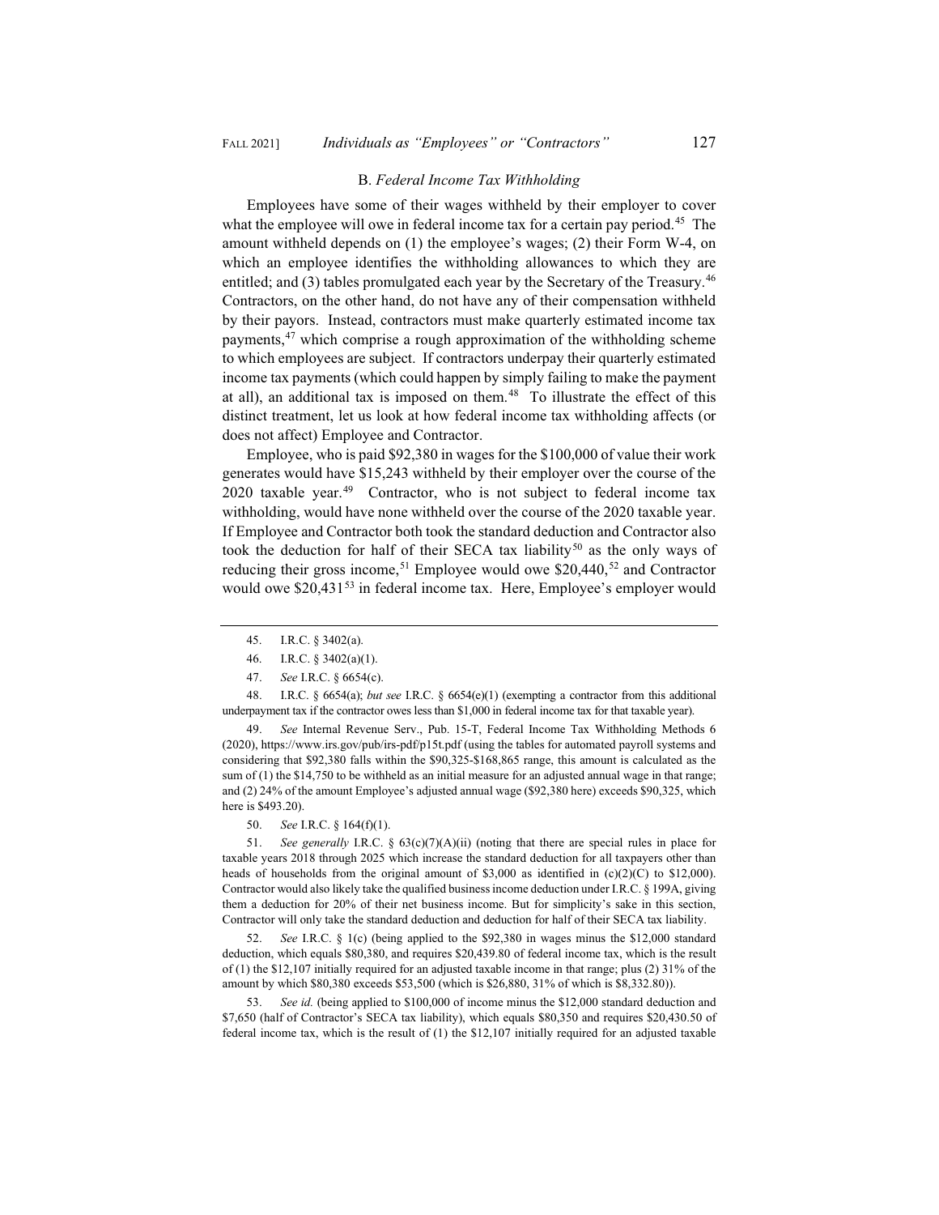### B. *Federal Income Tax Withholding*

Employees have some of their wages withheld by their employer to cover what the employee will owe in federal income tax for a certain pay period.[45] The amount withheld depends on (1) the employee's wages; (2) their Form W-4, on which an employee identifies the withholding allowances to which they are entitled; and (3) tables promulgated each year by the Secretary of the Treasury.[46] Contractors, on the other hand, do not have any of their compensation withheld by their payors. Instead, contractors must make quarterly estimated income tax payments,[47] which comprise a rough approximation of the withholding scheme to which employees are subject. If contractors underpay their quarterly estimated income tax payments (which could happen by simply failing to make the payment at all), an additional tax is imposed on them.[48] To illustrate the effect of this distinct treatment, let us look at how federal income tax withholding affects (or does not affect) Employee and Contractor.

Employee, who is paid $92,380 in wages for the $100,000 of value their work generates would have $15,243 withheld by their employer over the course of the 2020 taxable year.[49] Contractor, who is not subject to federal income tax withholding, would have none withheld over the course of the 2020 taxable year. If Employee and Contractor both took the standard deduction and Contractor also took the deduction for half of their SECA tax liability[50] as the only ways of reducing their gross income,[51] Employee would owe $20,440,[52] and Contractor would owe $20,431[53] in federal income tax. Here, Employee's employer would

---

45. I.R.C. § 3402(a).

46. I.R.C. § 3402(a)(1).

47. *See* I.R.C. § 6654(c).

48. I.R.C. § 6654(a); *but see* I.R.C. § 6654(e)(1) (exempting a contractor from this additional underpayment tax if the contractor owes less than $1,000 in federal income tax for that taxable year).

49. *See* Internal Revenue Serv., Pub. 15-T, Federal Income Tax Withholding Methods 6 (2020), https://www.irs.gov/pub/irs-pdf/p15t.pdf (using the tables for automated payroll systems and considering that $92,380 falls within the $90,325-$168,865 range, this amount is calculated as the sum of (1) the $14,750 to be withheld as an initial measure for an adjusted annual wage in that range; and (2) 24% of the amount Employee's adjusted annual wage ($92,380 here) exceeds $90,325, which here is $493.20).

50. *See* I.R.C. § 164(f)(1).

51. *See generally* I.R.C. § 63(c)(7)(A)(ii) (noting that there are special rules in place for taxable years 2018 through 2025 which increase the standard deduction for all taxpayers other than heads of households from the original amount of $3,000 as identified in (c)(2)(C) to $12,000). Contractor would also likely take the qualified business income deduction under I.R.C. § 199A, giving them a deduction for 20% of their net business income. But for simplicity's sake in this section, Contractor will only take the standard deduction and deduction for half of their SECA tax liability.

52. *See* I.R.C. § 1(c) (being applied to the $92,380 in wages minus the $12,000 standard deduction, which equals $80,380, and requires $20,439.80 of federal income tax, which is the result of (1) the $12,107 initially required for an adjusted taxable income in that range; plus (2) 31% of the amount by which $80,380 exceeds $53,500 (which is $26,880, 31% of which is $8,332.80)).

53. *See id.* (being applied to $100,000 of income minus the $12,000 standard deduction and $7,650 (half of Contractor's SECA tax liability), which equals $80,350 and requires $20,430.50 of federal income tax, which is the result of (1) the $12,107 initially required for an adjusted taxable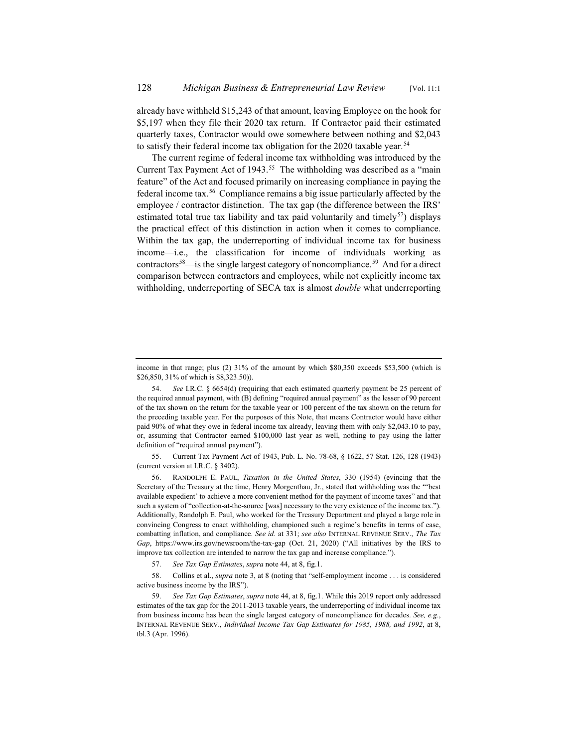already have withheld $15,243 of that amount, leaving Employee on the hook for $5,197 when they file their 2020 tax return. If Contractor paid their estimated quarterly taxes, Contractor would owe somewhere between nothing and $2,043 to satisfy their federal income tax obligation for the 2020 taxable year.[54]

The current regime of federal income tax withholding was introduced by the Current Tax Payment Act of 1943.[55] The withholding was described as a "main feature" of the Act and focused primarily on increasing compliance in paying the federal income tax.[56] Compliance remains a big issue particularly affected by the employee / contractor distinction. The tax gap (the difference between the IRS' estimated total true tax liability and tax paid voluntarily and timely[57]) displays the practical effect of this distinction in action when it comes to compliance. Within the tax gap, the underreporting of individual income tax for business income—i.e., the classification for income of individuals working as contractors[58]—is the single largest category of noncompliance.[59] And for a direct comparison between contractors and employees, while not explicitly income tax withholding, underreporting of SECA tax is almost *double* what underreporting

---

income in that range; plus (2) 31% of the amount by which $80,350 exceeds $53,500 (which is $26,850, 31% of which is $8,323.50)).

54. *See* I.R.C. § 6654(d) (requiring that each estimated quarterly payment be 25 percent of the required annual payment, with (B) defining "required annual payment" as the lesser of 90 percent of the tax shown on the return for the taxable year or 100 percent of the tax shown on the return for the preceding taxable year. For the purposes of this Note, that means Contractor would have either paid 90% of what they owe in federal income tax already, leaving them with only $2,043.10 to pay, or, assuming that Contractor earned $100,000 last year as well, nothing to pay using the latter definition of "required annual payment").

55. Current Tax Payment Act of 1943, Pub. L. No. 78-68, § 1622, 57 Stat. 126, 128 (1943) (current version at I.R.C. § 3402).

56. RANDOLPH E. PAUL, *Taxation in the United States*, 330 (1954) (evincing that the Secretary of the Treasury at the time, Henry Morgenthau, Jr., stated that withholding was the "'best available expedient' to achieve a more convenient method for the payment of income taxes" and that such a system of "collection-at-the-source [was] necessary to the very existence of the income tax."). Additionally, Randolph E. Paul, who worked for the Treasury Department and played a large role in convincing Congress to enact withholding, championed such a regime's benefits in terms of ease, combatting inflation, and compliance. *See id.* at 331; *see also* INTERNAL REVENUE SERV., *The Tax Gap*, https://www.irs.gov/newsroom/the-tax-gap (Oct. 21, 2020) ("All initiatives by the IRS to improve tax collection are intended to narrow the tax gap and increase compliance.").

57. *See Tax Gap Estimates*, *supra* note 44, at 8, fig.1.

58. Collins et al., *supra* note 3, at 8 (noting that "self-employment income . . . is considered active business income by the IRS").

59. *See Tax Gap Estimates*, *supra* note 44, at 8, fig.1. While this 2019 report only addressed estimates of the tax gap for the 2011-2013 taxable years, the underreporting of individual income tax from business income has been the single largest category of noncompliance for decades. *See, e.g.*, INTERNAL REVENUE SERV., *Individual Income Tax Gap Estimates for 1985, 1988, and 1992*, at 8, tbl.3 (Apr. 1996).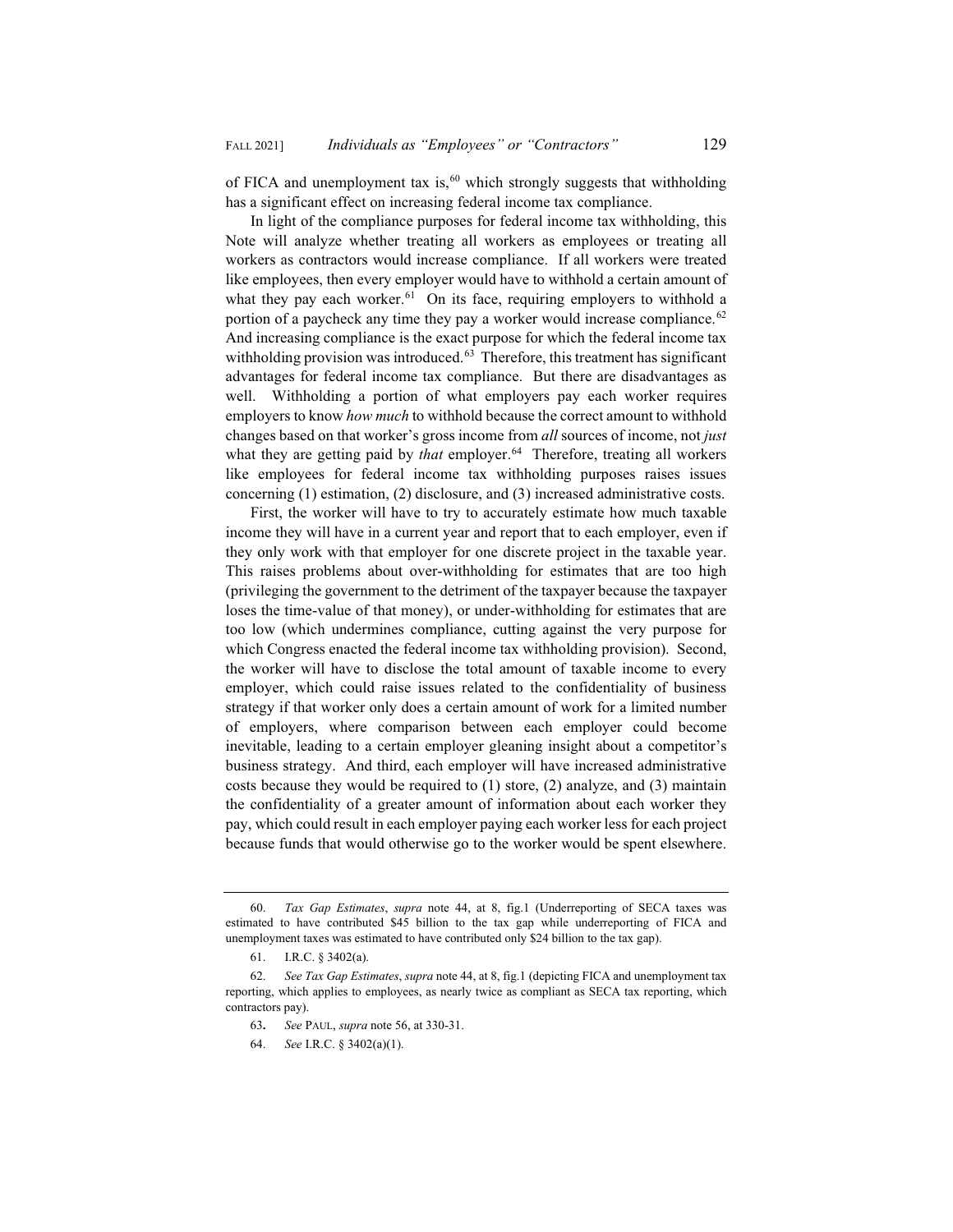of FICA and unemployment tax is,[60] which strongly suggests that withholding has a significant effect on increasing federal income tax compliance.

In light of the compliance purposes for federal income tax withholding, this Note will analyze whether treating all workers as employees or treating all workers as contractors would increase compliance. If all workers were treated like employees, then every employer would have to withhold a certain amount of what they pay each worker.[61] On its face, requiring employers to withhold a portion of a paycheck any time they pay a worker would increase compliance.[62] And increasing compliance is the exact purpose for which the federal income tax withholding provision was introduced.[63] Therefore, this treatment has significant advantages for federal income tax compliance. But there are disadvantages as well. Withholding a portion of what employers pay each worker requires employers to know *how much* to withhold because the correct amount to withhold changes based on that worker's gross income from *all* sources of income, not *just* what they are getting paid by *that* employer.[64] Therefore, treating all workers like employees for federal income tax withholding purposes raises issues concerning (1) estimation, (2) disclosure, and (3) increased administrative costs.

First, the worker will have to try to accurately estimate how much taxable income they will have in a current year and report that to each employer, even if they only work with that employer for one discrete project in the taxable year. This raises problems about over-withholding for estimates that are too high (privileging the government to the detriment of the taxpayer because the taxpayer loses the time-value of that money), or under-withholding for estimates that are too low (which undermines compliance, cutting against the very purpose for which Congress enacted the federal income tax withholding provision). Second, the worker will have to disclose the total amount of taxable income to every employer, which could raise issues related to the confidentiality of business strategy if that worker only does a certain amount of work for a limited number of employers, where comparison between each employer could become inevitable, leading to a certain employer gleaning insight about a competitor's business strategy. And third, each employer will have increased administrative costs because they would be required to (1) store, (2) analyze, and (3) maintain the confidentiality of a greater amount of information about each worker they pay, which could result in each employer paying each worker less for each project because funds that would otherwise go to the worker would be spent elsewhere.

---

60. *Tax Gap Estimates*, *supra* note 44, at 8, fig.1 (Underreporting of SECA taxes was estimated to have contributed $45 billion to the tax gap while underreporting of FICA and unemployment taxes was estimated to have contributed only $24 billion to the tax gap).

61. I.R.C. § 3402(a).

62. *See Tax Gap Estimates*, *supra* note 44, at 8, fig.1 (depicting FICA and unemployment tax reporting, which applies to employees, as nearly twice as compliant as SECA tax reporting, which contractors pay).

63. *See* PAUL, *supra* note 56, at 330-31.

64. *See* I.R.C. § 3402(a)(1).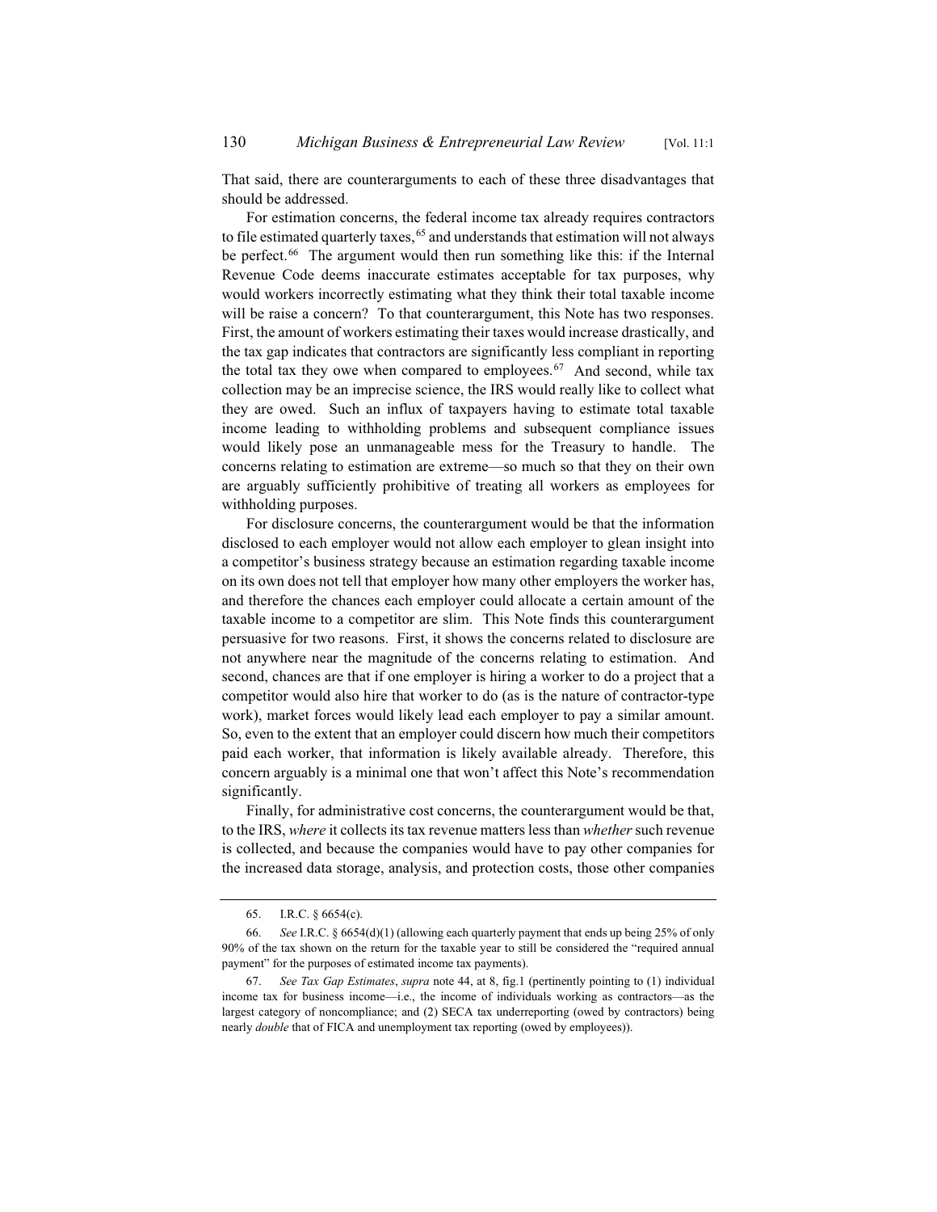That said, there are counterarguments to each of these three disadvantages that should be addressed.

For estimation concerns, the federal income tax already requires contractors to file estimated quarterly taxes,[65] and understands that estimation will not always be perfect.[66] The argument would then run something like this: if the Internal Revenue Code deems inaccurate estimates acceptable for tax purposes, why would workers incorrectly estimating what they think their total taxable income will be raise a concern? To that counterargument, this Note has two responses. First, the amount of workers estimating their taxes would increase drastically, and the tax gap indicates that contractors are significantly less compliant in reporting the total tax they owe when compared to employees.[67] And second, while tax collection may be an imprecise science, the IRS would really like to collect what they are owed. Such an influx of taxpayers having to estimate total taxable income leading to withholding problems and subsequent compliance issues would likely pose an unmanageable mess for the Treasury to handle. The concerns relating to estimation are extreme—so much so that they on their own are arguably sufficiently prohibitive of treating all workers as employees for withholding purposes.

For disclosure concerns, the counterargument would be that the information disclosed to each employer would not allow each employer to glean insight into a competitor's business strategy because an estimation regarding taxable income on its own does not tell that employer how many other employers the worker has, and therefore the chances each employer could allocate a certain amount of the taxable income to a competitor are slim. This Note finds this counterargument persuasive for two reasons. First, it shows the concerns related to disclosure are not anywhere near the magnitude of the concerns relating to estimation. And second, chances are that if one employer is hiring a worker to do a project that a competitor would also hire that worker to do (as is the nature of contractor-type work), market forces would likely lead each employer to pay a similar amount. So, even to the extent that an employer could discern how much their competitors paid each worker, that information is likely available already. Therefore, this concern arguably is a minimal one that won't affect this Note's recommendation significantly.

Finally, for administrative cost concerns, the counterargument would be that, to the IRS, *where* it collects its tax revenue matters less than *whether* such revenue is collected, and because the companies would have to pay other companies for the increased data storage, analysis, and protection costs, those other companies

---

65. I.R.C. § 6654(c).

66. *See* I.R.C. § 6654(d)(1) (allowing each quarterly payment that ends up being 25% of only 90% of the tax shown on the return for the taxable year to still be considered the "required annual payment" for the purposes of estimated income tax payments).

67. *See Tax Gap Estimates*, *supra* note 44, at 8, fig.1 (pertinently pointing to (1) individual income tax for business income—i.e., the income of individuals working as contractors—as the largest category of noncompliance; and (2) SECA tax underreporting (owed by contractors) being nearly *double* that of FICA and unemployment tax reporting (owed by employees)).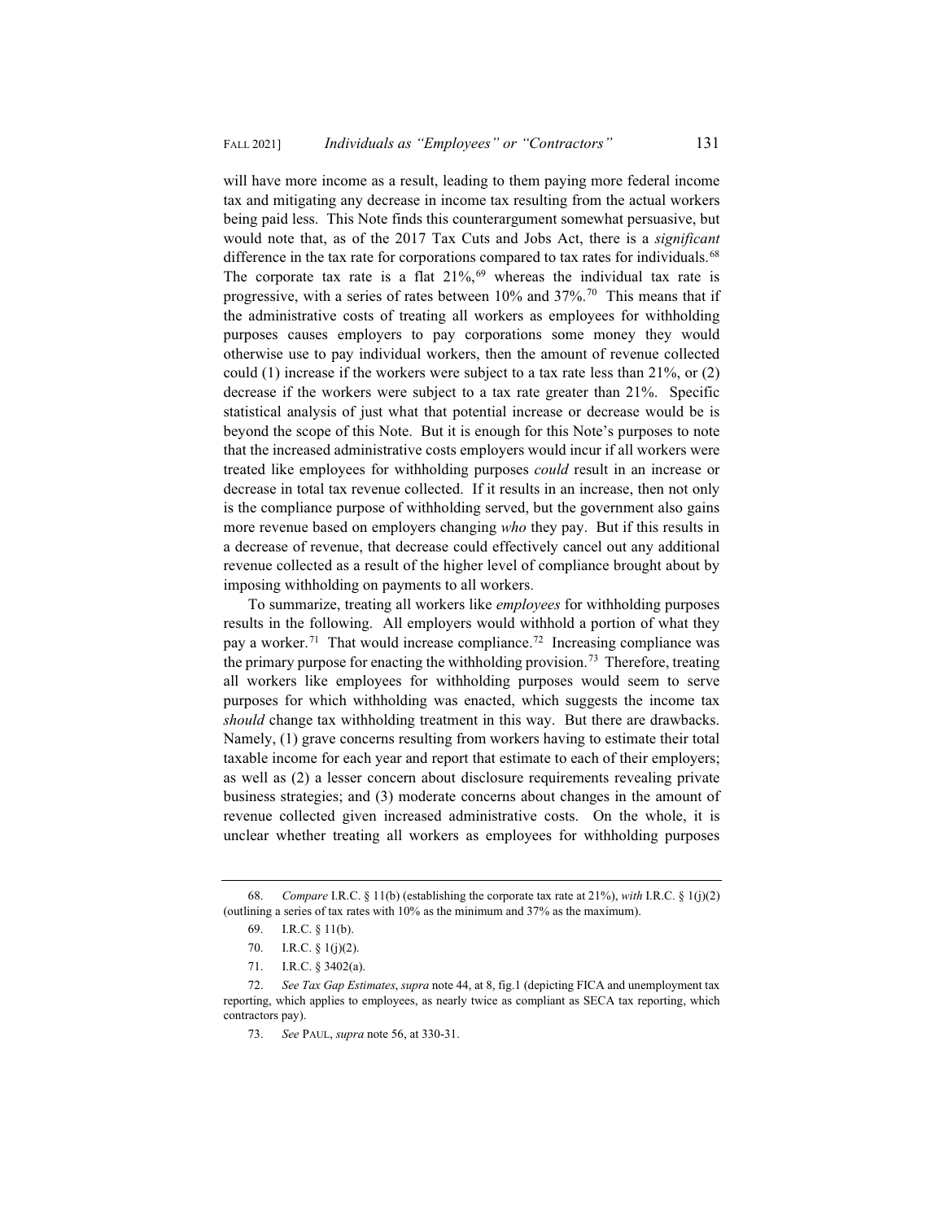will have more income as a result, leading to them paying more federal income tax and mitigating any decrease in income tax resulting from the actual workers being paid less. This Note finds this counterargument somewhat persuasive, but would note that, as of the 2017 Tax Cuts and Jobs Act, there is a *significant* difference in the tax rate for corporations compared to tax rates for individuals.[68] The corporate tax rate is a flat 21%,[69] whereas the individual tax rate is progressive, with a series of rates between 10% and 37%.[70] This means that if the administrative costs of treating all workers as employees for withholding purposes causes employers to pay corporations some money they would otherwise use to pay individual workers, then the amount of revenue collected could (1) increase if the workers were subject to a tax rate less than 21%, or (2) decrease if the workers were subject to a tax rate greater than 21%. Specific statistical analysis of just what that potential increase or decrease would be is beyond the scope of this Note. But it is enough for this Note's purposes to note that the increased administrative costs employers would incur if all workers were treated like employees for withholding purposes *could* result in an increase or decrease in total tax revenue collected. If it results in an increase, then not only is the compliance purpose of withholding served, but the government also gains more revenue based on employers changing *who* they pay. But if this results in a decrease of revenue, that decrease could effectively cancel out any additional revenue collected as a result of the higher level of compliance brought about by imposing withholding on payments to all workers.

To summarize, treating all workers like *employees* for withholding purposes results in the following. All employers would withhold a portion of what they pay a worker.[71] That would increase compliance.[72] Increasing compliance was the primary purpose for enacting the withholding provision.[73] Therefore, treating all workers like employees for withholding purposes would seem to serve purposes for which withholding was enacted, which suggests the income tax *should* change tax withholding treatment in this way. But there are drawbacks. Namely, (1) grave concerns resulting from workers having to estimate their total taxable income for each year and report that estimate to each of their employers; as well as (2) a lesser concern about disclosure requirements revealing private business strategies; and (3) moderate concerns about changes in the amount of revenue collected given increased administrative costs. On the whole, it is unclear whether treating all workers as employees for withholding purposes

---

68. *Compare* I.R.C. § 11(b) (establishing the corporate tax rate at 21%), *with* I.R.C. § 1(j)(2) (outlining a series of tax rates with 10% as the minimum and 37% as the maximum).

69. I.R.C. § 11(b).

70. I.R.C. § 1(j)(2).

71. I.R.C. § 3402(a).

72. *See Tax Gap Estimates*, *supra* note 44, at 8, fig.1 (depicting FICA and unemployment tax reporting, which applies to employees, as nearly twice as compliant as SECA tax reporting, which contractors pay).

73. *See* PAUL, *supra* note 56, at 330-31.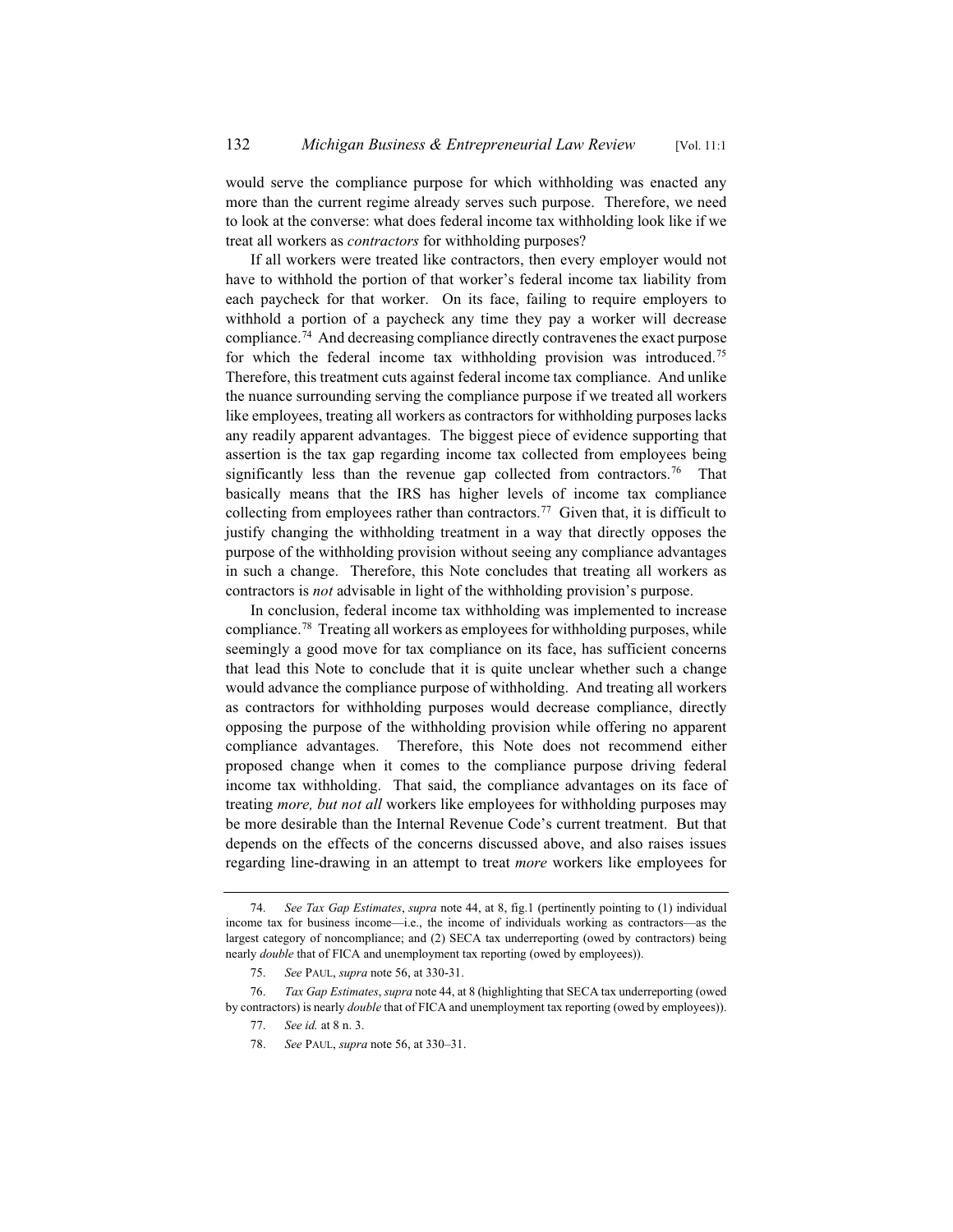would serve the compliance purpose for which withholding was enacted any more than the current regime already serves such purpose. Therefore, we need to look at the converse: what does federal income tax withholding look like if we treat all workers as *contractors* for withholding purposes?

If all workers were treated like contractors, then every employer would not have to withhold the portion of that worker's federal income tax liability from each paycheck for that worker. On its face, failing to require employers to withhold a portion of a paycheck any time they pay a worker will decrease compliance.[74] And decreasing compliance directly contravenes the exact purpose for which the federal income tax withholding provision was introduced.[75] Therefore, this treatment cuts against federal income tax compliance. And unlike the nuance surrounding serving the compliance purpose if we treated all workers like employees, treating all workers as contractors for withholding purposes lacks any readily apparent advantages. The biggest piece of evidence supporting that assertion is the tax gap regarding income tax collected from employees being significantly less than the revenue gap collected from contractors.[76] That basically means that the IRS has higher levels of income tax compliance collecting from employees rather than contractors.[77] Given that, it is difficult to justify changing the withholding treatment in a way that directly opposes the purpose of the withholding provision without seeing any compliance advantages in such a change. Therefore, this Note concludes that treating all workers as contractors is *not* advisable in light of the withholding provision's purpose.

In conclusion, federal income tax withholding was implemented to increase compliance.[78] Treating all workers as employees for withholding purposes, while seemingly a good move for tax compliance on its face, has sufficient concerns that lead this Note to conclude that it is quite unclear whether such a change would advance the compliance purpose of withholding. And treating all workers as contractors for withholding purposes would decrease compliance, directly opposing the purpose of the withholding provision while offering no apparent compliance advantages. Therefore, this Note does not recommend either proposed change when it comes to the compliance purpose driving federal income tax withholding. That said, the compliance advantages on its face of treating *more, but not all* workers like employees for withholding purposes may be more desirable than the Internal Revenue Code's current treatment. But that depends on the effects of the concerns discussed above, and also raises issues regarding line-drawing in an attempt to treat *more* workers like employees for

---

74. *See Tax Gap Estimates*, *supra* note 44, at 8, fig.1 (pertinently pointing to (1) individual income tax for business income—i.e., the income of individuals working as contractors—as the largest category of noncompliance; and (2) SECA tax underreporting (owed by contractors) being nearly *double* that of FICA and unemployment tax reporting (owed by employees)).

75. *See* PAUL, *supra* note 56, at 330-31.

76. *Tax Gap Estimates*, *supra* note 44, at 8 (highlighting that SECA tax underreporting (owed by contractors) is nearly *double* that of FICA and unemployment tax reporting (owed by employees)).

77. *See id.* at 8 n. 3.

78. *See* PAUL, *supra* note 56, at 330–31.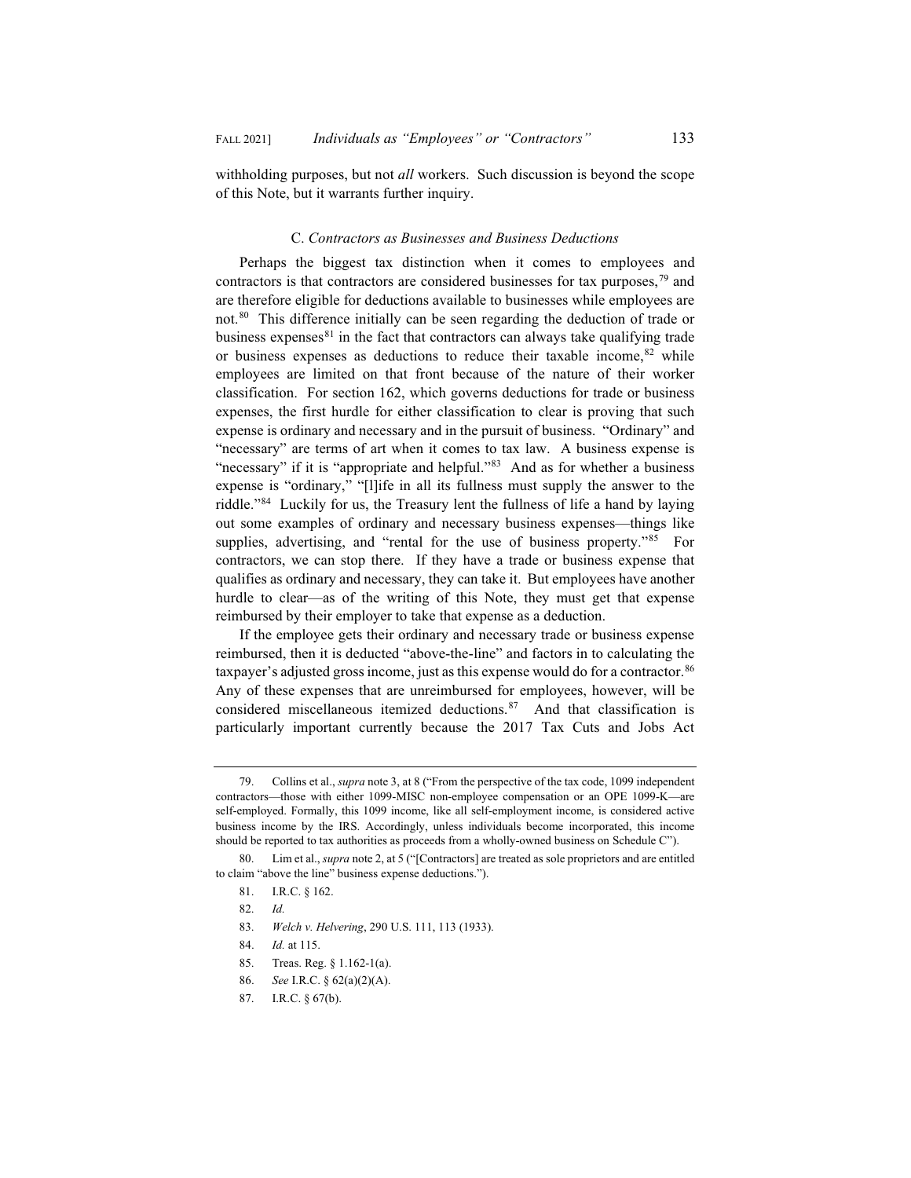withholding purposes, but not *all* workers. Such discussion is beyond the scope of this Note, but it warrants further inquiry.

### C. *Contractors as Businesses and Business Deductions*

Perhaps the biggest tax distinction when it comes to employees and contractors is that contractors are considered businesses for tax purposes,[79] and are therefore eligible for deductions available to businesses while employees are not.[80] This difference initially can be seen regarding the deduction of trade or business expenses[81] in the fact that contractors can always take qualifying trade or business expenses as deductions to reduce their taxable income,[82] while employees are limited on that front because of the nature of their worker classification. For section 162, which governs deductions for trade or business expenses, the first hurdle for either classification to clear is proving that such expense is ordinary and necessary and in the pursuit of business. "Ordinary" and "necessary" are terms of art when it comes to tax law. A business expense is "necessary" if it is "appropriate and helpful."[83] And as for whether a business expense is "ordinary," "[l]ife in all its fullness must supply the answer to the riddle."[84] Luckily for us, the Treasury lent the fullness of life a hand by laying out some examples of ordinary and necessary business expenses—things like supplies, advertising, and "rental for the use of business property."[85] For contractors, we can stop there. If they have a trade or business expense that qualifies as ordinary and necessary, they can take it. But employees have another hurdle to clear—as of the writing of this Note, they must get that expense reimbursed by their employer to take that expense as a deduction.

If the employee gets their ordinary and necessary trade or business expense reimbursed, then it is deducted "above-the-line" and factors in to calculating the taxpayer's adjusted gross income, just as this expense would do for a contractor.[86] Any of these expenses that are unreimbursed for employees, however, will be considered miscellaneous itemized deductions.[87] And that classification is particularly important currently because the 2017 Tax Cuts and Jobs Act

---

79. Collins et al., *supra* note 3, at 8 ("From the perspective of the tax code, 1099 independent contractors—those with either 1099-MISC non-employee compensation or an OPE 1099-K—are self-employed. Formally, this 1099 income, like all self-employment income, is considered active business income by the IRS. Accordingly, unless individuals become incorporated, this income should be reported to tax authorities as proceeds from a wholly-owned business on Schedule C").

80. Lim et al., *supra* note 2, at 5 ("[Contractors] are treated as sole proprietors and are entitled to claim "above the line" business expense deductions.").

81. I.R.C. § 162.

82. *Id.*

83. *Welch v. Helvering*, 290 U.S. 111, 113 (1933).

84. *Id.* at 115.

85. Treas. Reg. § 1.162-1(a).

86. *See* I.R.C. § 62(a)(2)(A).

87. I.R.C. § 67(b).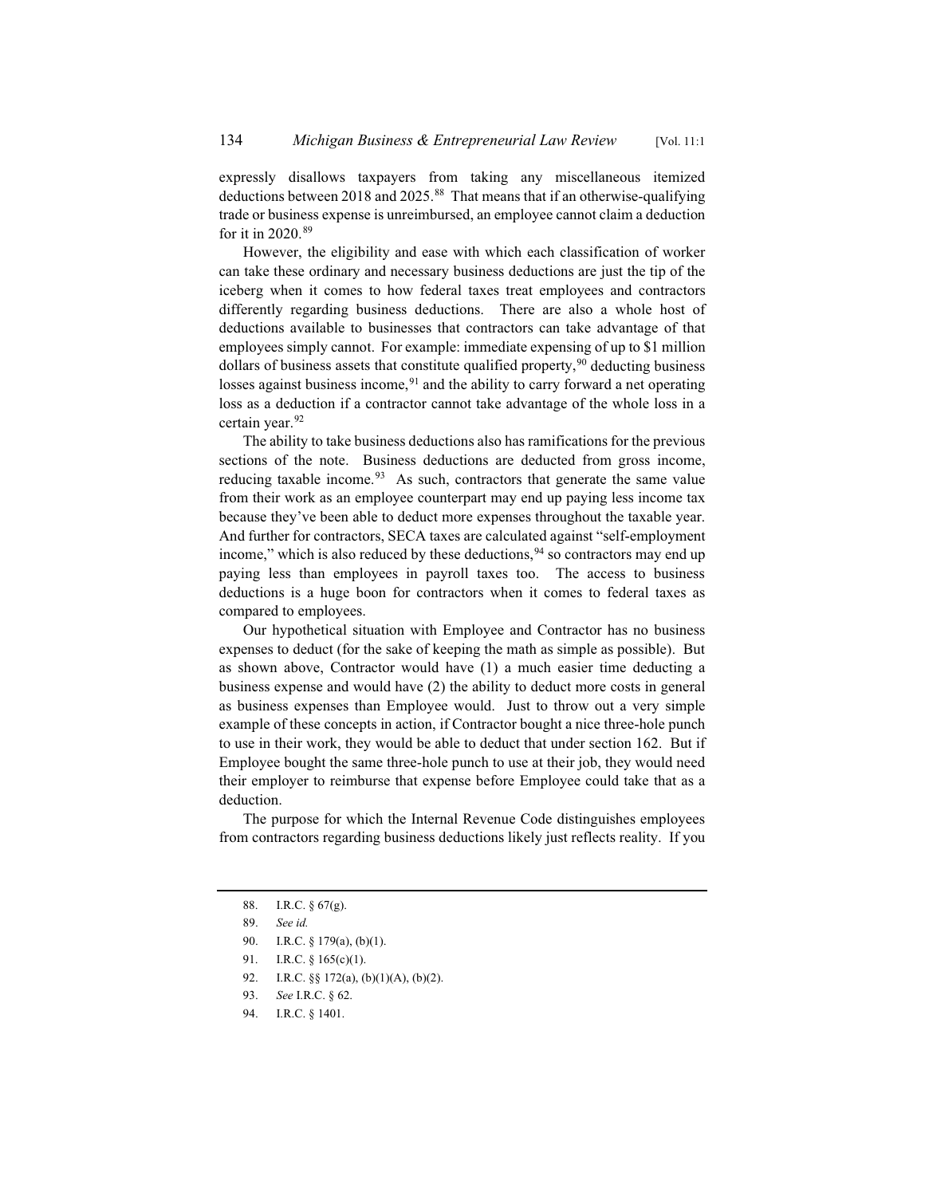expressly disallows taxpayers from taking any miscellaneous itemized deductions between 2018 and 2025.[88] That means that if an otherwise-qualifying trade or business expense is unreimbursed, an employee cannot claim a deduction for it in 2020.[89]

However, the eligibility and ease with which each classification of worker can take these ordinary and necessary business deductions are just the tip of the iceberg when it comes to how federal taxes treat employees and contractors differently regarding business deductions. There are also a whole host of deductions available to businesses that contractors can take advantage of that employees simply cannot. For example: immediate expensing of up to $1 million dollars of business assets that constitute qualified property,[90] deducting business losses against business income,[91] and the ability to carry forward a net operating loss as a deduction if a contractor cannot take advantage of the whole loss in a certain year.[92]

The ability to take business deductions also has ramifications for the previous sections of the note. Business deductions are deducted from gross income, reducing taxable income.[93] As such, contractors that generate the same value from their work as an employee counterpart may end up paying less income tax because they've been able to deduct more expenses throughout the taxable year. And further for contractors, SECA taxes are calculated against "self-employment income," which is also reduced by these deductions,[94] so contractors may end up paying less than employees in payroll taxes too. The access to business deductions is a huge boon for contractors when it comes to federal taxes as compared to employees.

Our hypothetical situation with Employee and Contractor has no business expenses to deduct (for the sake of keeping the math as simple as possible). But as shown above, Contractor would have (1) a much easier time deducting a business expense and would have (2) the ability to deduct more costs in general as business expenses than Employee would. Just to throw out a very simple example of these concepts in action, if Contractor bought a nice three-hole punch to use in their work, they would be able to deduct that under section 162. But if Employee bought the same three-hole punch to use at their job, they would need their employer to reimburse that expense before Employee could take that as a deduction.

The purpose for which the Internal Revenue Code distinguishes employees from contractors regarding business deductions likely just reflects reality. If you

---

88. I.R.C. § 67(g).

89. *See id.*

90. I.R.C. § 179(a), (b)(1).

91. I.R.C. § 165(c)(1).

92. I.R.C. §§ 172(a), (b)(1)(A), (b)(2).

93. *See* I.R.C. § 62.

94. I.R.C. § 1401.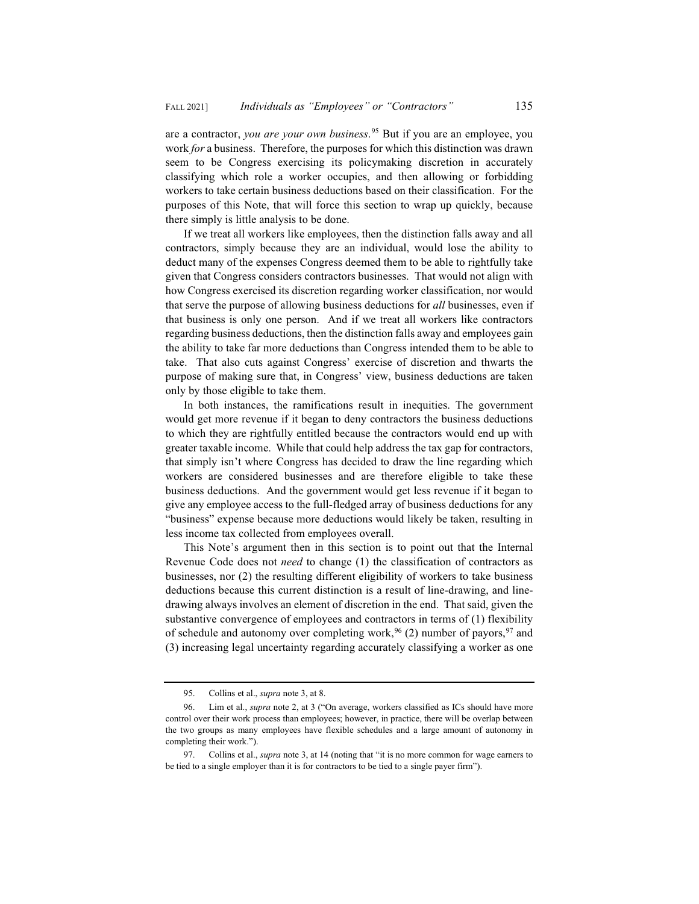are a contractor, *you are your own business*.[95] But if you are an employee, you work *for* a business. Therefore, the purposes for which this distinction was drawn seem to be Congress exercising its policymaking discretion in accurately classifying which role a worker occupies, and then allowing or forbidding workers to take certain business deductions based on their classification. For the purposes of this Note, that will force this section to wrap up quickly, because there simply is little analysis to be done.

If we treat all workers like employees, then the distinction falls away and all contractors, simply because they are an individual, would lose the ability to deduct many of the expenses Congress deemed them to be able to rightfully take given that Congress considers contractors businesses. That would not align with how Congress exercised its discretion regarding worker classification, nor would that serve the purpose of allowing business deductions for *all* businesses, even if that business is only one person. And if we treat all workers like contractors regarding business deductions, then the distinction falls away and employees gain the ability to take far more deductions than Congress intended them to be able to take. That also cuts against Congress' exercise of discretion and thwarts the purpose of making sure that, in Congress' view, business deductions are taken only by those eligible to take them.

In both instances, the ramifications result in inequities. The government would get more revenue if it began to deny contractors the business deductions to which they are rightfully entitled because the contractors would end up with greater taxable income. While that could help address the tax gap for contractors, that simply isn't where Congress has decided to draw the line regarding which workers are considered businesses and are therefore eligible to take these business deductions. And the government would get less revenue if it began to give any employee access to the full-fledged array of business deductions for any "business" expense because more deductions would likely be taken, resulting in less income tax collected from employees overall.

This Note's argument then in this section is to point out that the Internal Revenue Code does not *need* to change (1) the classification of contractors as businesses, nor (2) the resulting different eligibility of workers to take business deductions because this current distinction is a result of line-drawing, and line-drawing always involves an element of discretion in the end. That said, given the substantive convergence of employees and contractors in terms of (1) flexibility of schedule and autonomy over completing work,[96] (2) number of payors,[97] and (3) increasing legal uncertainty regarding accurately classifying a worker as one

---

95. Collins et al., *supra* note 3, at 8.

96. Lim et al., *supra* note 2, at 3 ("On average, workers classified as ICs should have more control over their work process than employees; however, in practice, there will be overlap between the two groups as many employees have flexible schedules and a large amount of autonomy in completing their work.").

97. Collins et al., *supra* note 3, at 14 (noting that "it is no more common for wage earners to be tied to a single employer than it is for contractors to be tied to a single payer firm").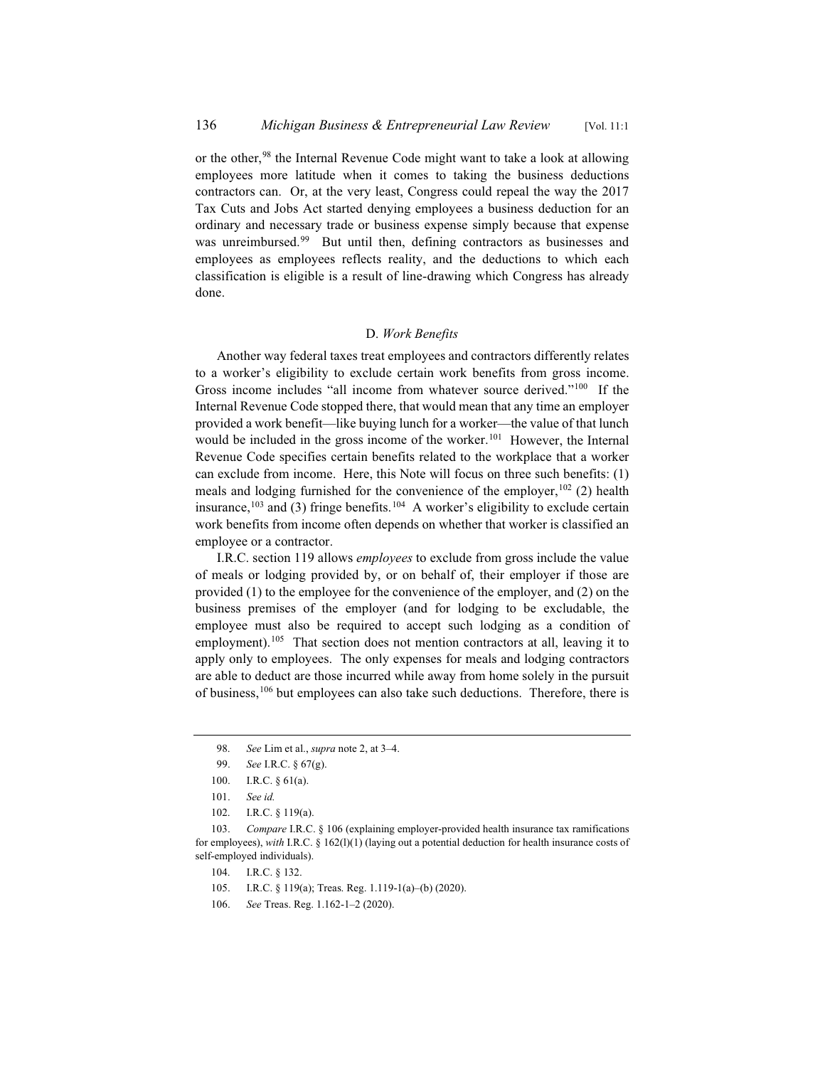or the other,[98] the Internal Revenue Code might want to take a look at allowing employees more latitude when it comes to taking the business deductions contractors can. Or, at the very least, Congress could repeal the way the 2017 Tax Cuts and Jobs Act started denying employees a business deduction for an ordinary and necessary trade or business expense simply because that expense was unreimbursed.[99] But until then, defining contractors as businesses and employees as employees reflects reality, and the deductions to which each classification is eligible is a result of line-drawing which Congress has already done.

### D. *Work Benefits*

Another way federal taxes treat employees and contractors differently relates to a worker's eligibility to exclude certain work benefits from gross income. Gross income includes "all income from whatever source derived."[100] If the Internal Revenue Code stopped there, that would mean that any time an employer provided a work benefit—like buying lunch for a worker—the value of that lunch would be included in the gross income of the worker.[101] However, the Internal Revenue Code specifies certain benefits related to the workplace that a worker can exclude from income. Here, this Note will focus on three such benefits: (1) meals and lodging furnished for the convenience of the employer,[102] (2) health insurance,[103] and (3) fringe benefits.[104] A worker's eligibility to exclude certain work benefits from income often depends on whether that worker is classified an employee or a contractor.

I.R.C. section 119 allows *employees* to exclude from gross include the value of meals or lodging provided by, or on behalf of, their employer if those are provided (1) to the employee for the convenience of the employer, and (2) on the business premises of the employer (and for lodging to be excludable, the employee must also be required to accept such lodging as a condition of employment).[105] That section does not mention contractors at all, leaving it to apply only to employees. The only expenses for meals and lodging contractors are able to deduct are those incurred while away from home solely in the pursuit of business,[106] but employees can also take such deductions. Therefore, there is

---

98. *See* Lim et al., *supra* note 2, at 3–4.

99. *See* I.R.C. § 67(g).

100. I.R.C. § 61(a).

101. *See id.*

102. I.R.C. § 119(a).

103. *Compare* I.R.C. § 106 (explaining employer-provided health insurance tax ramifications for employees), *with* I.R.C. § 162(l)(1) (laying out a potential deduction for health insurance costs of self-employed individuals).

104. I.R.C. § 132.

105. I.R.C. § 119(a); Treas. Reg. 1.119-1(a)–(b) (2020).

106. *See* Treas. Reg. 1.162-1–2 (2020).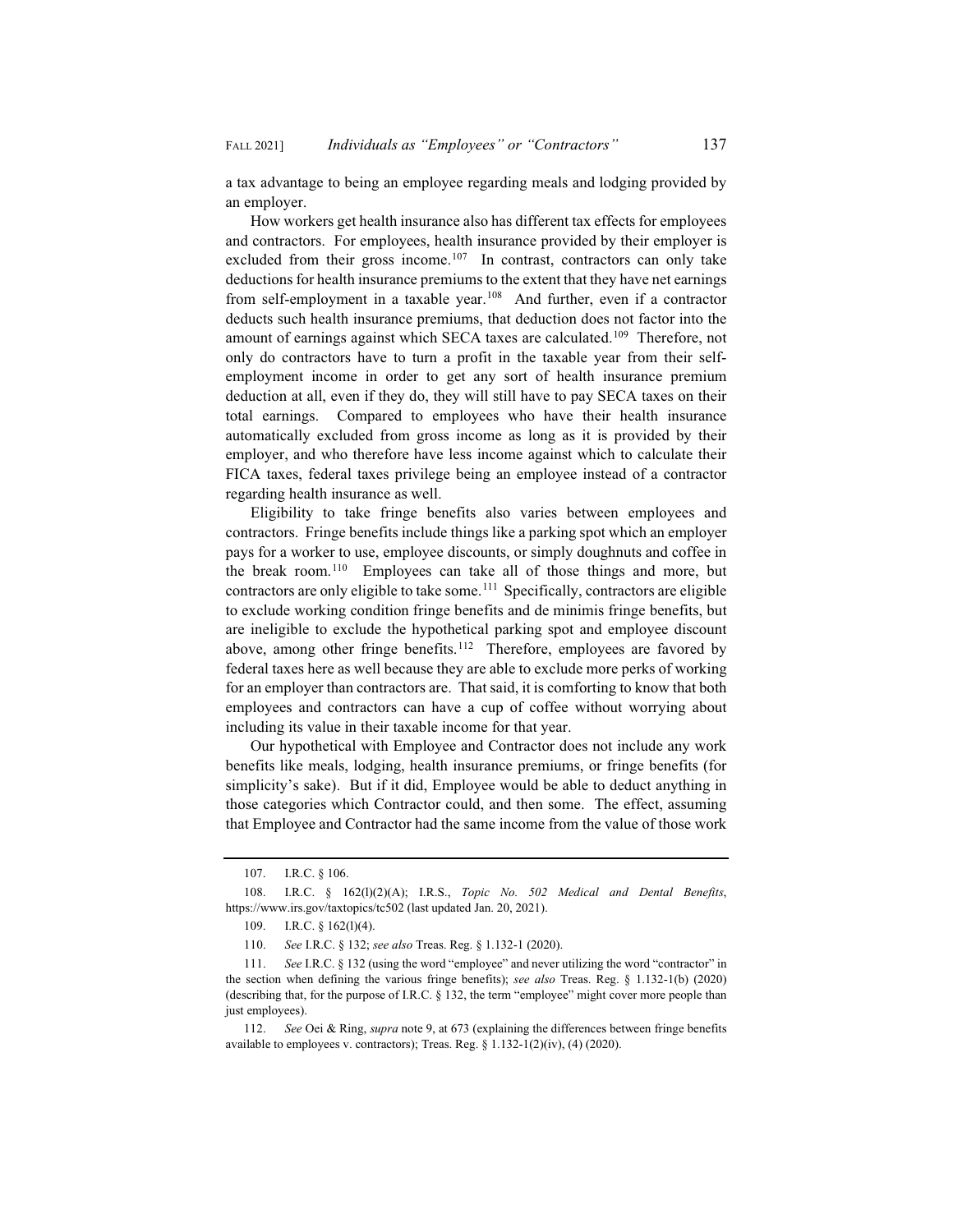a tax advantage to being an employee regarding meals and lodging provided by an employer.

How workers get health insurance also has different tax effects for employees and contractors. For employees, health insurance provided by their employer is excluded from their gross income.[107] In contrast, contractors can only take deductions for health insurance premiums to the extent that they have net earnings from self-employment in a taxable year.[108] And further, even if a contractor deducts such health insurance premiums, that deduction does not factor into the amount of earnings against which SECA taxes are calculated.[109] Therefore, not only do contractors have to turn a profit in the taxable year from their self-employment income in order to get any sort of health insurance premium deduction at all, even if they do, they will still have to pay SECA taxes on their total earnings. Compared to employees who have their health insurance automatically excluded from gross income as long as it is provided by their employer, and who therefore have less income against which to calculate their FICA taxes, federal taxes privilege being an employee instead of a contractor regarding health insurance as well.

Eligibility to take fringe benefits also varies between employees and contractors. Fringe benefits include things like a parking spot which an employer pays for a worker to use, employee discounts, or simply doughnuts and coffee in the break room.[110] Employees can take all of those things and more, but contractors are only eligible to take some.[111] Specifically, contractors are eligible to exclude working condition fringe benefits and de minimis fringe benefits, but are ineligible to exclude the hypothetical parking spot and employee discount above, among other fringe benefits.[112] Therefore, employees are favored by federal taxes here as well because they are able to exclude more perks of working for an employer than contractors are. That said, it is comforting to know that both employees and contractors can have a cup of coffee without worrying about including its value in their taxable income for that year.

Our hypothetical with Employee and Contractor does not include any work benefits like meals, lodging, health insurance premiums, or fringe benefits (for simplicity's sake). But if it did, Employee would be able to deduct anything in those categories which Contractor could, and then some. The effect, assuming that Employee and Contractor had the same income from the value of those work

---

107. I.R.C. § 106.

108. I.R.C. § 162(l)(2)(A); I.R.S., *Topic No. 502 Medical and Dental Benefits*, https://www.irs.gov/taxtopics/tc502 (last updated Jan. 20, 2021).

109. I.R.C. § 162(l)(4).

110. *See* I.R.C. § 132; *see also* Treas. Reg. § 1.132-1 (2020).

111. *See* I.R.C. § 132 (using the word "employee" and never utilizing the word "contractor" in the section when defining the various fringe benefits); *see also* Treas. Reg. § 1.132-1(b) (2020) (describing that, for the purpose of I.R.C. § 132, the term "employee" might cover more people than just employees).

112. *See* Oei & Ring, *supra* note 9, at 673 (explaining the differences between fringe benefits available to employees v. contractors); Treas. Reg. § 1.132-1(2)(iv), (4) (2020).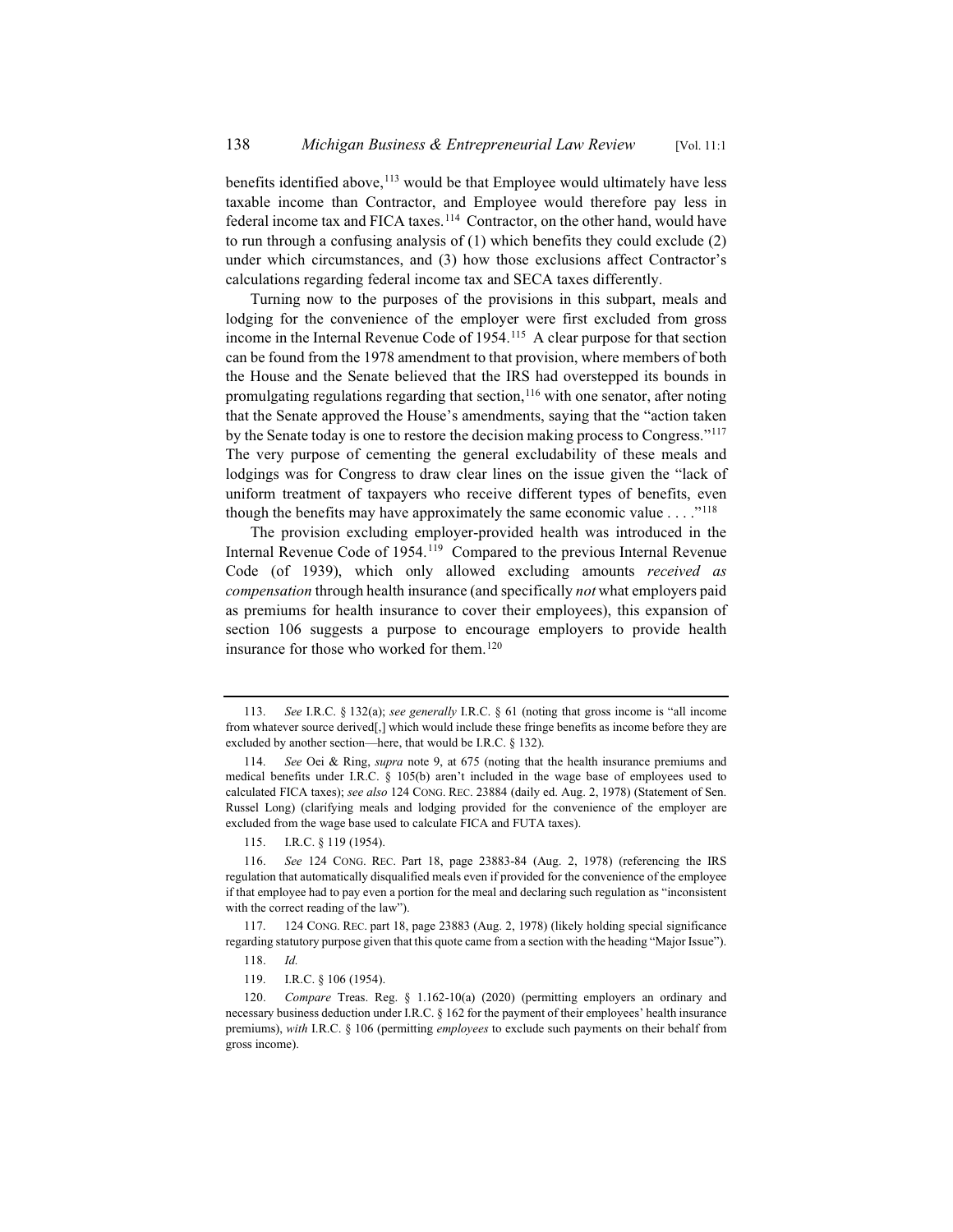benefits identified above,[113] would be that Employee would ultimately have less taxable income than Contractor, and Employee would therefore pay less in federal income tax and FICA taxes.[114] Contractor, on the other hand, would have to run through a confusing analysis of (1) which benefits they could exclude (2) under which circumstances, and (3) how those exclusions affect Contractor's calculations regarding federal income tax and SECA taxes differently.

Turning now to the purposes of the provisions in this subpart, meals and lodging for the convenience of the employer were first excluded from gross income in the Internal Revenue Code of 1954.[115] A clear purpose for that section can be found from the 1978 amendment to that provision, where members of both the House and the Senate believed that the IRS had overstepped its bounds in promulgating regulations regarding that section,[116] with one senator, after noting that the Senate approved the House's amendments, saying that the "action taken by the Senate today is one to restore the decision making process to Congress."[117] The very purpose of cementing the general excludability of these meals and lodgings was for Congress to draw clear lines on the issue given the "lack of uniform treatment of taxpayers who receive different types of benefits, even though the benefits may have approximately the same economic value . . . ."[118]

The provision excluding employer-provided health was introduced in the Internal Revenue Code of 1954.[119] Compared to the previous Internal Revenue Code (of 1939), which only allowed excluding amounts *received as compensation* through health insurance (and specifically *not* what employers paid as premiums for health insurance to cover their employees), this expansion of section 106 suggests a purpose to encourage employers to provide health insurance for those who worked for them.[120]

---

113. *See* I.R.C. § 132(a); *see generally* I.R.C. § 61 (noting that gross income is "all income from whatever source derived[,] which would include these fringe benefits as income before they are excluded by another section—here, that would be I.R.C. § 132).

114. *See* Oei & Ring, *supra* note 9, at 675 (noting that the health insurance premiums and medical benefits under I.R.C. § 105(b) aren't included in the wage base of employees used to calculated FICA taxes); *see also* 124 CONG. REC. 23884 (daily ed. Aug. 2, 1978) (Statement of Sen. Russel Long) (clarifying meals and lodging provided for the convenience of the employer are excluded from the wage base used to calculate FICA and FUTA taxes).

115. I.R.C. § 119 (1954).

116. *See* 124 CONG. REC. Part 18, page 23883-84 (Aug. 2, 1978) (referencing the IRS regulation that automatically disqualified meals even if provided for the convenience of the employee if that employee had to pay even a portion for the meal and declaring such regulation as "inconsistent with the correct reading of the law").

117. 124 CONG. REC. part 18, page 23883 (Aug. 2, 1978) (likely holding special significance regarding statutory purpose given that this quote came from a section with the heading "Major Issue").

118. *Id.*

119. I.R.C. § 106 (1954).

120. *Compare* Treas. Reg. § 1.162-10(a) (2020) (permitting employers an ordinary and necessary business deduction under I.R.C. § 162 for the payment of their employees' health insurance premiums), *with* I.R.C. § 106 (permitting *employees* to exclude such payments on their behalf from gross income).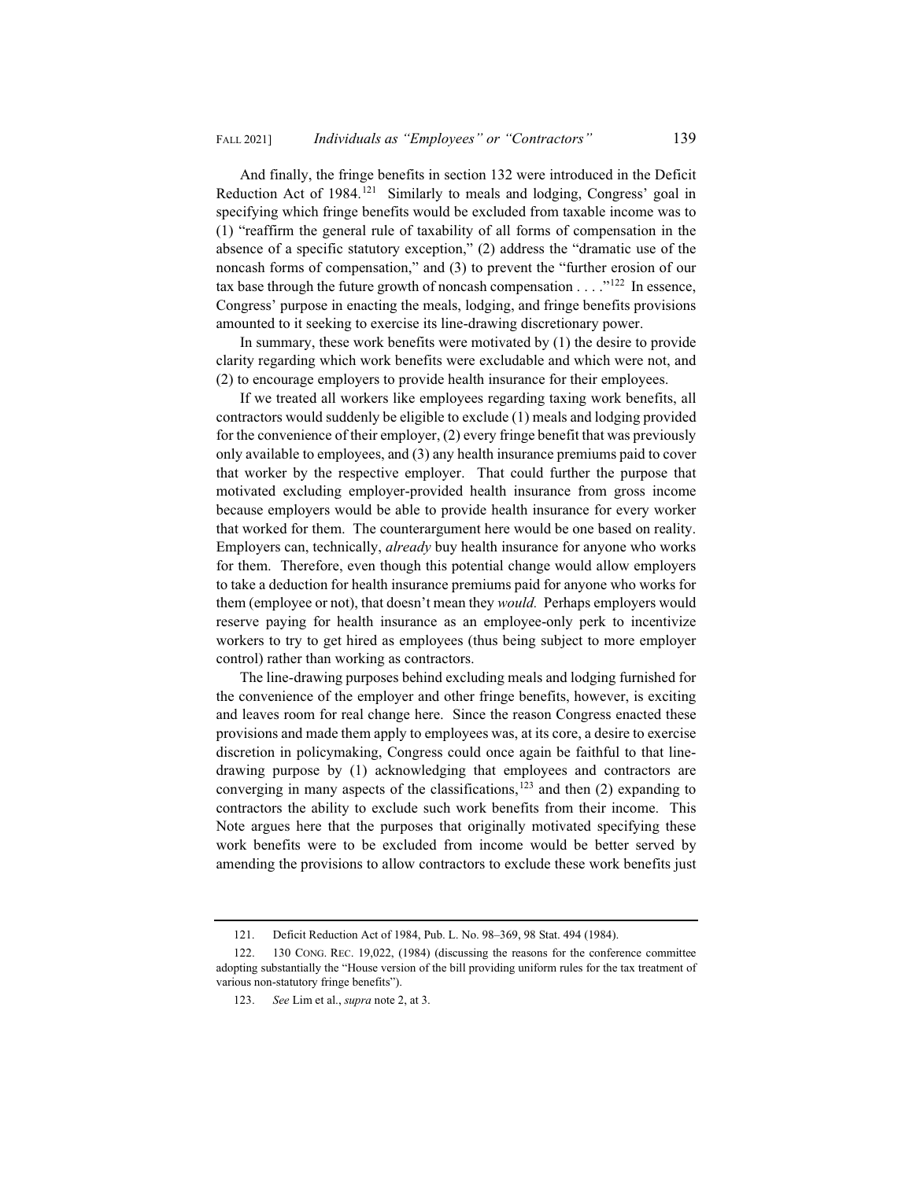And finally, the fringe benefits in section 132 were introduced in the Deficit Reduction Act of 1984.[121] Similarly to meals and lodging, Congress' goal in specifying which fringe benefits would be excluded from taxable income was to (1) "reaffirm the general rule of taxability of all forms of compensation in the absence of a specific statutory exception," (2) address the "dramatic use of the noncash forms of compensation," and (3) to prevent the "further erosion of our tax base through the future growth of noncash compensation . . . ."[122] In essence, Congress' purpose in enacting the meals, lodging, and fringe benefits provisions amounted to it seeking to exercise its line-drawing discretionary power.

In summary, these work benefits were motivated by (1) the desire to provide clarity regarding which work benefits were excludable and which were not, and (2) to encourage employers to provide health insurance for their employees.

If we treated all workers like employees regarding taxing work benefits, all contractors would suddenly be eligible to exclude (1) meals and lodging provided for the convenience of their employer, (2) every fringe benefit that was previously only available to employees, and (3) any health insurance premiums paid to cover that worker by the respective employer. That could further the purpose that motivated excluding employer-provided health insurance from gross income because employers would be able to provide health insurance for every worker that worked for them. The counterargument here would be one based on reality. Employers can, technically, *already* buy health insurance for anyone who works for them. Therefore, even though this potential change would allow employers to take a deduction for health insurance premiums paid for anyone who works for them (employee or not), that doesn't mean they *would.* Perhaps employers would reserve paying for health insurance as an employee-only perk to incentivize workers to try to get hired as employees (thus being subject to more employer control) rather than working as contractors.

The line-drawing purposes behind excluding meals and lodging furnished for the convenience of the employer and other fringe benefits, however, is exciting and leaves room for real change here. Since the reason Congress enacted these provisions and made them apply to employees was, at its core, a desire to exercise discretion in policymaking, Congress could once again be faithful to that line-drawing purpose by (1) acknowledging that employees and contractors are converging in many aspects of the classifications,[123] and then (2) expanding to contractors the ability to exclude such work benefits from their income. This Note argues here that the purposes that originally motivated specifying these work benefits were to be excluded from income would be better served by amending the provisions to allow contractors to exclude these work benefits just

---

121. Deficit Reduction Act of 1984, Pub. L. No. 98–369, 98 Stat. 494 (1984).

122. 130 CONG. REC. 19,022, (1984) (discussing the reasons for the conference committee adopting substantially the "House version of the bill providing uniform rules for the tax treatment of various non-statutory fringe benefits").

123. *See* Lim et al., *supra* note 2, at 3.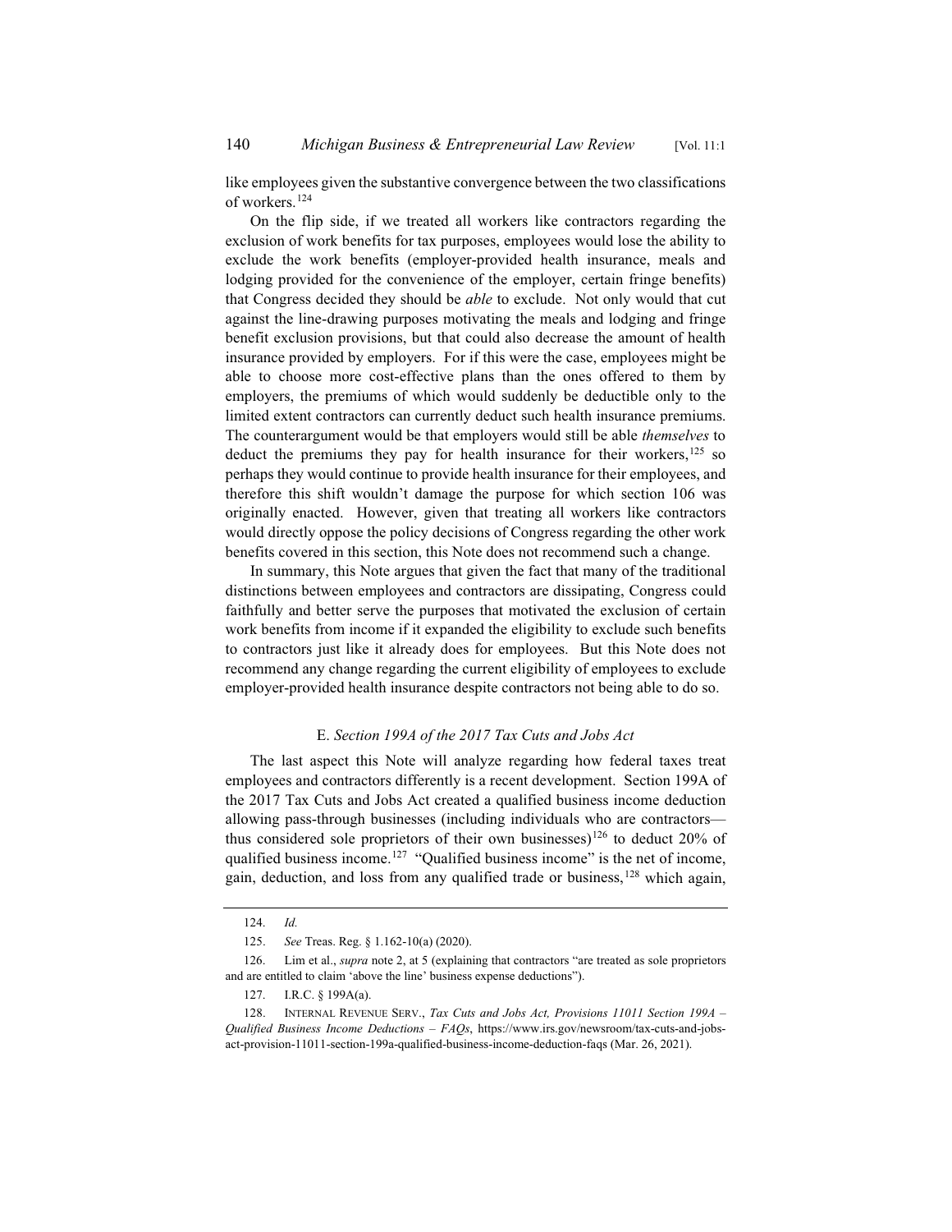like employees given the substantive convergence between the two classifications of workers.[124]

On the flip side, if we treated all workers like contractors regarding the exclusion of work benefits for tax purposes, employees would lose the ability to exclude the work benefits (employer-provided health insurance, meals and lodging provided for the convenience of the employer, certain fringe benefits) that Congress decided they should be *able* to exclude. Not only would that cut against the line-drawing purposes motivating the meals and lodging and fringe benefit exclusion provisions, but that could also decrease the amount of health insurance provided by employers. For if this were the case, employees might be able to choose more cost-effective plans than the ones offered to them by employers, the premiums of which would suddenly be deductible only to the limited extent contractors can currently deduct such health insurance premiums. The counterargument would be that employers would still be able *themselves* to deduct the premiums they pay for health insurance for their workers,[125] so perhaps they would continue to provide health insurance for their employees, and therefore this shift wouldn't damage the purpose for which section 106 was originally enacted. However, given that treating all workers like contractors would directly oppose the policy decisions of Congress regarding the other work benefits covered in this section, this Note does not recommend such a change.

In summary, this Note argues that given the fact that many of the traditional distinctions between employees and contractors are dissipating, Congress could faithfully and better serve the purposes that motivated the exclusion of certain work benefits from income if it expanded the eligibility to exclude such benefits to contractors just like it already does for employees. But this Note does not recommend any change regarding the current eligibility of employees to exclude employer-provided health insurance despite contractors not being able to do so.

### E. *Section 199A of the 2017 Tax Cuts and Jobs Act*

The last aspect this Note will analyze regarding how federal taxes treat employees and contractors differently is a recent development. Section 199A of the 2017 Tax Cuts and Jobs Act created a qualified business income deduction allowing pass-through businesses (including individuals who are contractors—thus considered sole proprietors of their own businesses)[126] to deduct 20% of qualified business income.[127] "Qualified business income" is the net of income, gain, deduction, and loss from any qualified trade or business,[128] which again,

---

124. *Id.*

125. *See* Treas. Reg. § 1.162-10(a) (2020).

126. Lim et al., *supra* note 2, at 5 (explaining that contractors "are treated as sole proprietors and are entitled to claim 'above the line' business expense deductions").

127. I.R.C. § 199A(a).

128. INTERNAL REVENUE SERV., *Tax Cuts and Jobs Act, Provisions 11011 Section 199A – Qualified Business Income Deductions – FAQs*, https://www.irs.gov/newsroom/tax-cuts-and-jobs-act-provision-11011-section-199a-qualified-business-income-deduction-faqs (Mar. 26, 2021).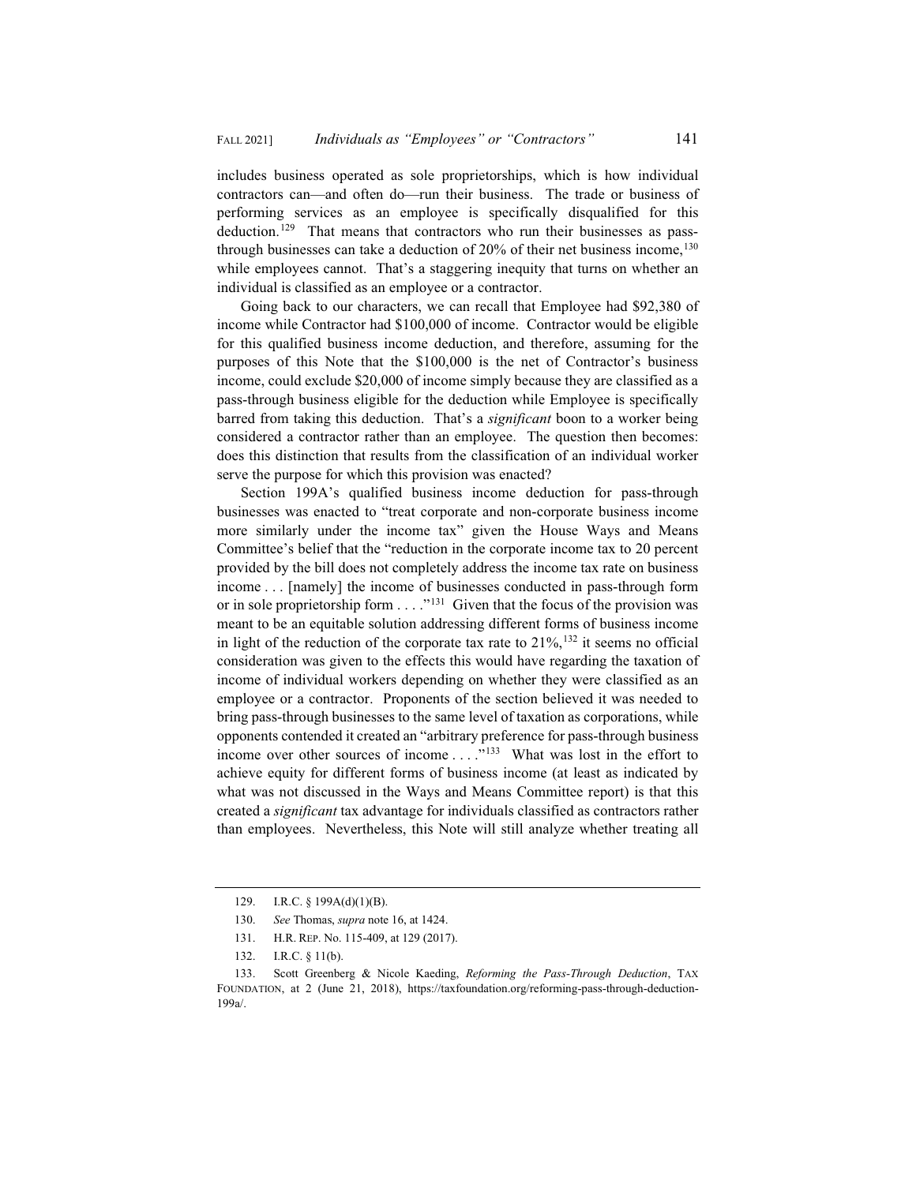includes business operated as sole proprietorships, which is how individual contractors can—and often do—run their business. The trade or business of performing services as an employee is specifically disqualified for this deduction.[129] That means that contractors who run their businesses as pass-through businesses can take a deduction of 20% of their net business income,[130] while employees cannot. That's a staggering inequity that turns on whether an individual is classified as an employee or a contractor.

Going back to our characters, we can recall that Employee had $92,380 of income while Contractor had $100,000 of income. Contractor would be eligible for this qualified business income deduction, and therefore, assuming for the purposes of this Note that the $100,000 is the net of Contractor's business income, could exclude $20,000 of income simply because they are classified as a pass-through business eligible for the deduction while Employee is specifically barred from taking this deduction. That's a *significant* boon to a worker being considered a contractor rather than an employee. The question then becomes: does this distinction that results from the classification of an individual worker serve the purpose for which this provision was enacted?

Section 199A's qualified business income deduction for pass-through businesses was enacted to "treat corporate and non-corporate business income more similarly under the income tax" given the House Ways and Means Committee's belief that the "reduction in the corporate income tax to 20 percent provided by the bill does not completely address the income tax rate on business income . . . [namely] the income of businesses conducted in pass-through form or in sole proprietorship form . . . ."[131] Given that the focus of the provision was meant to be an equitable solution addressing different forms of business income in light of the reduction of the corporate tax rate to 21%,[132] it seems no official consideration was given to the effects this would have regarding the taxation of income of individual workers depending on whether they were classified as an employee or a contractor. Proponents of the section believed it was needed to bring pass-through businesses to the same level of taxation as corporations, while opponents contended it created an "arbitrary preference for pass-through business income over other sources of income . . . ."[133] What was lost in the effort to achieve equity for different forms of business income (at least as indicated by what was not discussed in the Ways and Means Committee report) is that this created a *significant* tax advantage for individuals classified as contractors rather than employees. Nevertheless, this Note will still analyze whether treating all

---

129. I.R.C. § 199A(d)(1)(B).

130. *See* Thomas, *supra* note 16, at 1424.

131. H.R. REP. No. 115-409, at 129 (2017).

132. I.R.C. § 11(b).

133. Scott Greenberg & Nicole Kaeding, *Reforming the Pass-Through Deduction*, TAX FOUNDATION, at 2 (June 21, 2018), https://taxfoundation.org/reforming-pass-through-deduction-199a/.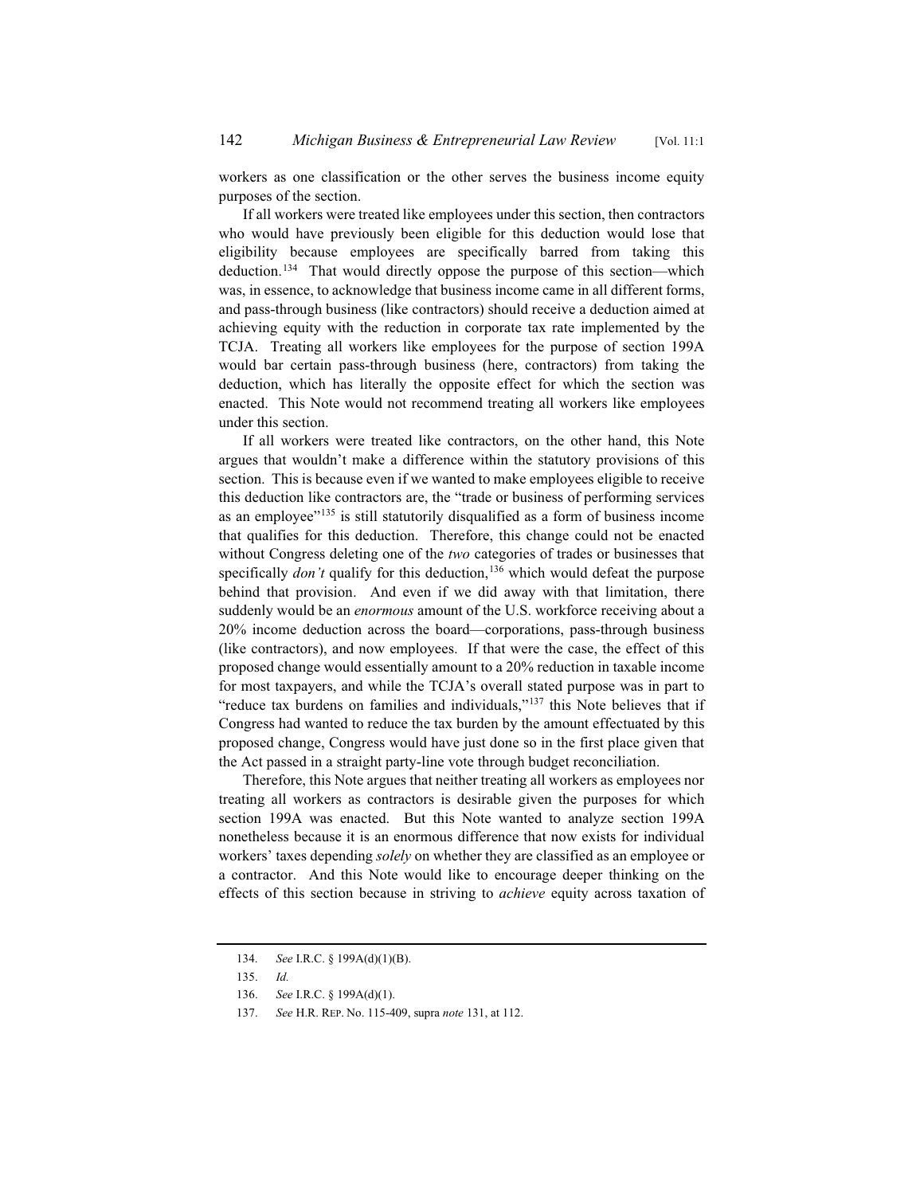workers as one classification or the other serves the business income equity purposes of the section.

If all workers were treated like employees under this section, then contractors who would have previously been eligible for this deduction would lose that eligibility because employees are specifically barred from taking this deduction.[134] That would directly oppose the purpose of this section—which was, in essence, to acknowledge that business income came in all different forms, and pass-through business (like contractors) should receive a deduction aimed at achieving equity with the reduction in corporate tax rate implemented by the TCJA. Treating all workers like employees for the purpose of section 199A would bar certain pass-through business (here, contractors) from taking the deduction, which has literally the opposite effect for which the section was enacted. This Note would not recommend treating all workers like employees under this section.

If all workers were treated like contractors, on the other hand, this Note argues that wouldn't make a difference within the statutory provisions of this section. This is because even if we wanted to make employees eligible to receive this deduction like contractors are, the "trade or business of performing services as an employee"[135] is still statutorily disqualified as a form of business income that qualifies for this deduction. Therefore, this change could not be enacted without Congress deleting one of the *two* categories of trades or businesses that specifically *don't* qualify for this deduction,[136] which would defeat the purpose behind that provision. And even if we did away with that limitation, there suddenly would be an *enormous* amount of the U.S. workforce receiving about a 20% income deduction across the board—corporations, pass-through business (like contractors), and now employees. If that were the case, the effect of this proposed change would essentially amount to a 20% reduction in taxable income for most taxpayers, and while the TCJA's overall stated purpose was in part to "reduce tax burdens on families and individuals,"[137] this Note believes that if Congress had wanted to reduce the tax burden by the amount effectuated by this proposed change, Congress would have just done so in the first place given that the Act passed in a straight party-line vote through budget reconciliation.

Therefore, this Note argues that neither treating all workers as employees nor treating all workers as contractors is desirable given the purposes for which section 199A was enacted. But this Note wanted to analyze section 199A nonetheless because it is an enormous difference that now exists for individual workers' taxes depending *solely* on whether they are classified as an employee or a contractor. And this Note would like to encourage deeper thinking on the effects of this section because in striving to *achieve* equity across taxation of

---

134. *See* I.R.C. § 199A(d)(1)(B).

135. *Id.*

136. *See* I.R.C. § 199A(d)(1).

137. *See* H.R. REP. No. 115-409, supra *note* 131, at 112.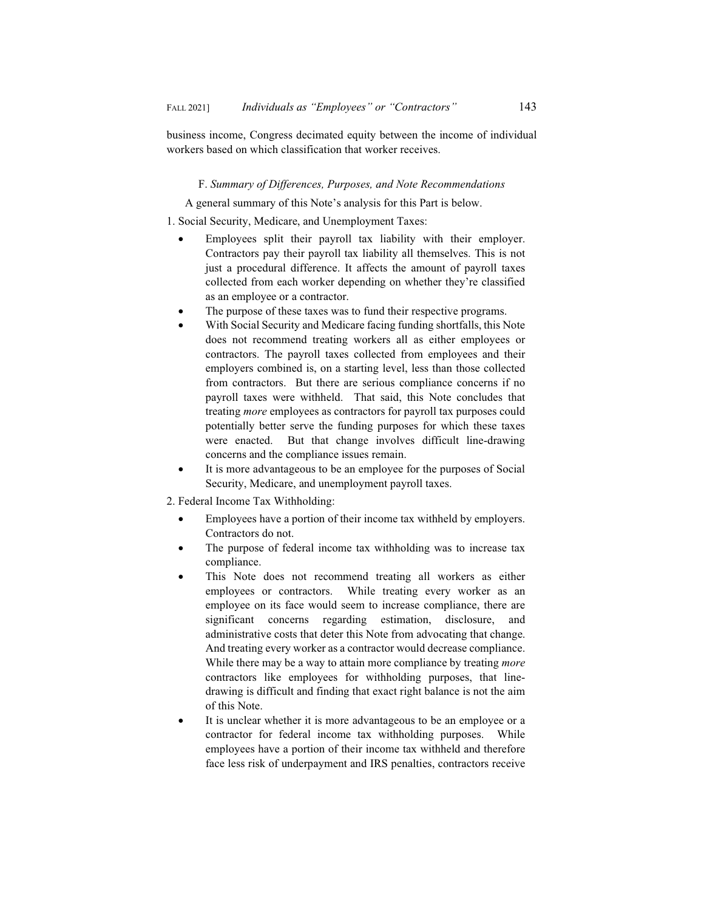business income, Congress decimated equity between the income of individual workers based on which classification that worker receives.

### F. *Summary of Differences, Purposes, and Note Recommendations*

A general summary of this Note's analysis for this Part is below.

1. Social Security, Medicare, and Unemployment Taxes:

- Employees split their payroll tax liability with their employer. Contractors pay their payroll tax liability all themselves. This is not just a procedural difference. It affects the amount of payroll taxes collected from each worker depending on whether they're classified as an employee or a contractor.
- The purpose of these taxes was to fund their respective programs.
- With Social Security and Medicare facing funding shortfalls, this Note does not recommend treating workers all as either employees or contractors. The payroll taxes collected from employees and their employers combined is, on a starting level, less than those collected from contractors. But there are serious compliance concerns if no payroll taxes were withheld. That said, this Note concludes that treating *more* employees as contractors for payroll tax purposes could potentially better serve the funding purposes for which these taxes were enacted. But that change involves difficult line-drawing concerns and the compliance issues remain.
- It is more advantageous to be an employee for the purposes of Social Security, Medicare, and unemployment payroll taxes.

2. Federal Income Tax Withholding:

- Employees have a portion of their income tax withheld by employers. Contractors do not.
- The purpose of federal income tax withholding was to increase tax compliance.
- This Note does not recommend treating all workers as either employees or contractors. While treating every worker as an employee on its face would seem to increase compliance, there are significant concerns regarding estimation, disclosure, and administrative costs that deter this Note from advocating that change. And treating every worker as a contractor would decrease compliance. While there may be a way to attain more compliance by treating *more* contractors like employees for withholding purposes, that line-drawing is difficult and finding that exact right balance is not the aim of this Note.
- It is unclear whether it is more advantageous to be an employee or a contractor for federal income tax withholding purposes. While employees have a portion of their income tax withheld and therefore face less risk of underpayment and IRS penalties, contractors receive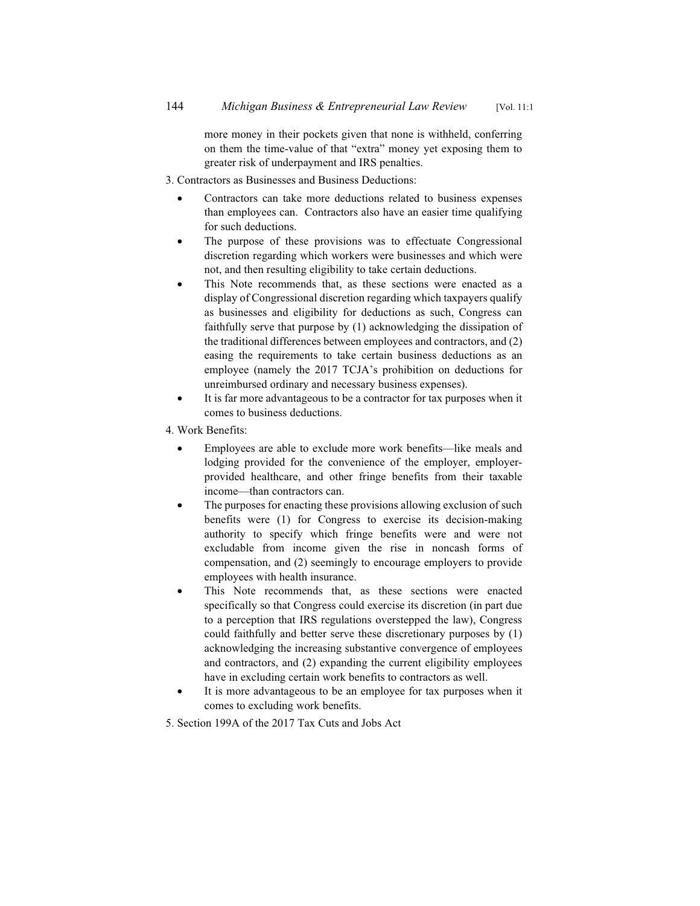more money in their pockets given that none is withheld, conferring on them the time-value of that "extra" money yet exposing them to greater risk of underpayment and IRS penalties.

3. Contractors as Businesses and Business Deductions:

- Contractors can take more deductions related to business expenses than employees can. Contractors also have an easier time qualifying for such deductions.
- The purpose of these provisions was to effectuate Congressional discretion regarding which workers were businesses and which were not, and then resulting eligibility to take certain deductions.
- This Note recommends that, as these sections were enacted as a display of Congressional discretion regarding which taxpayers qualify as businesses and eligibility for deductions as such, Congress can faithfully serve that purpose by (1) acknowledging the dissipation of the traditional differences between employees and contractors, and (2) easing the requirements to take certain business deductions as an employee (namely the 2017 TCJA's prohibition on deductions for unreimbursed ordinary and necessary business expenses).
- It is far more advantageous to be a contractor for tax purposes when it comes to business deductions.

4. Work Benefits:

- Employees are able to exclude more work benefits—like meals and lodging provided for the convenience of the employer, employer-provided healthcare, and other fringe benefits from their taxable income—than contractors can.
- The purposes for enacting these provisions allowing exclusion of such benefits were (1) for Congress to exercise its decision-making authority to specify which fringe benefits were and were not excludable from income given the rise in noncash forms of compensation, and (2) seemingly to encourage employers to provide employees with health insurance.
- This Note recommends that, as these sections were enacted specifically so that Congress could exercise its discretion (in part due to a perception that IRS regulations overstepped the law), Congress could faithfully and better serve these discretionary purposes by (1) acknowledging the increasing substantive convergence of employees and contractors, and (2) expanding the current eligibility employees have in excluding certain work benefits to contractors as well.
- It is more advantageous to be an employee for tax purposes when it comes to excluding work benefits.

5. Section 199A of the 2017 Tax Cuts and Jobs Act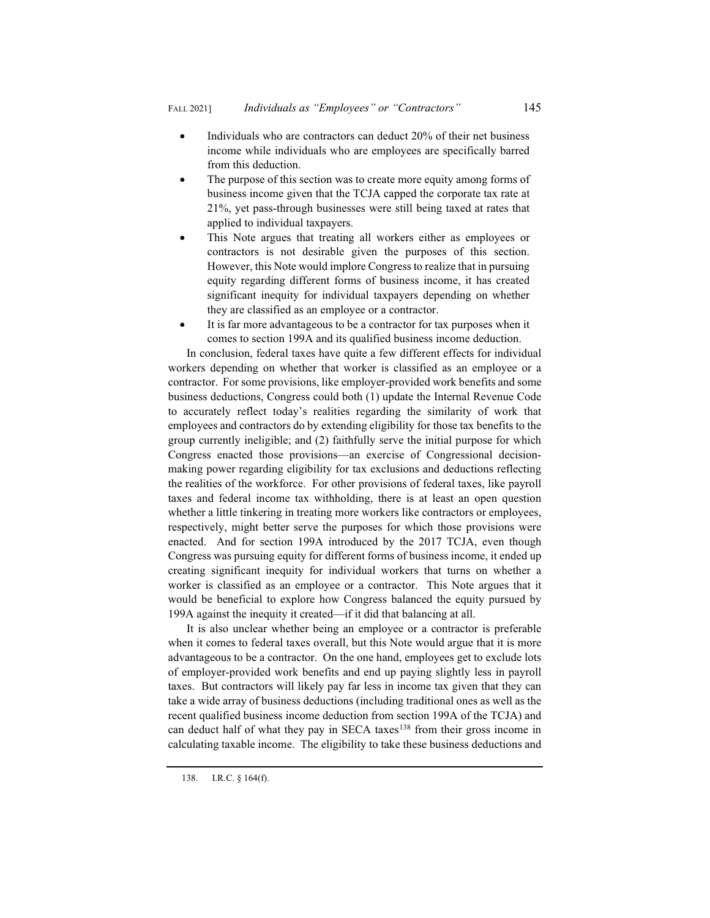- Individuals who are contractors can deduct 20% of their net business income while individuals who are employees are specifically barred from this deduction.
- The purpose of this section was to create more equity among forms of business income given that the TCJA capped the corporate tax rate at 21%, yet pass-through businesses were still being taxed at rates that applied to individual taxpayers.
- This Note argues that treating all workers either as employees or contractors is not desirable given the purposes of this section. However, this Note would implore Congress to realize that in pursuing equity regarding different forms of business income, it has created significant inequity for individual taxpayers depending on whether they are classified as an employee or a contractor.
- It is far more advantageous to be a contractor for tax purposes when it comes to section 199A and its qualified business income deduction.

In conclusion, federal taxes have quite a few different effects for individual workers depending on whether that worker is classified as an employee or a contractor. For some provisions, like employer-provided work benefits and some business deductions, Congress could both (1) update the Internal Revenue Code to accurately reflect today's realities regarding the similarity of work that employees and contractors do by extending eligibility for those tax benefits to the group currently ineligible; and (2) faithfully serve the initial purpose for which Congress enacted those provisions—an exercise of Congressional decision-making power regarding eligibility for tax exclusions and deductions reflecting the realities of the workforce. For other provisions of federal taxes, like payroll taxes and federal income tax withholding, there is at least an open question whether a little tinkering in treating more workers like contractors or employees, respectively, might better serve the purposes for which those provisions were enacted. And for section 199A introduced by the 2017 TCJA, even though Congress was pursuing equity for different forms of business income, it ended up creating significant inequity for individual workers that turns on whether a worker is classified as an employee or a contractor. This Note argues that it would be beneficial to explore how Congress balanced the equity pursued by 199A against the inequity it created—if it did that balancing at all.

It is also unclear whether being an employee or a contractor is preferable when it comes to federal taxes overall, but this Note would argue that it is more advantageous to be a contractor. On the one hand, employees get to exclude lots of employer-provided work benefits and end up paying slightly less in payroll taxes. But contractors will likely pay far less in income tax given that they can take a wide array of business deductions (including traditional ones as well as the recent qualified business income deduction from section 199A of the TCJA) and can deduct half of what they pay in SECA taxes[138] from their gross income in calculating taxable income. The eligibility to take these business deductions and

138. I.R.C. § 164(f).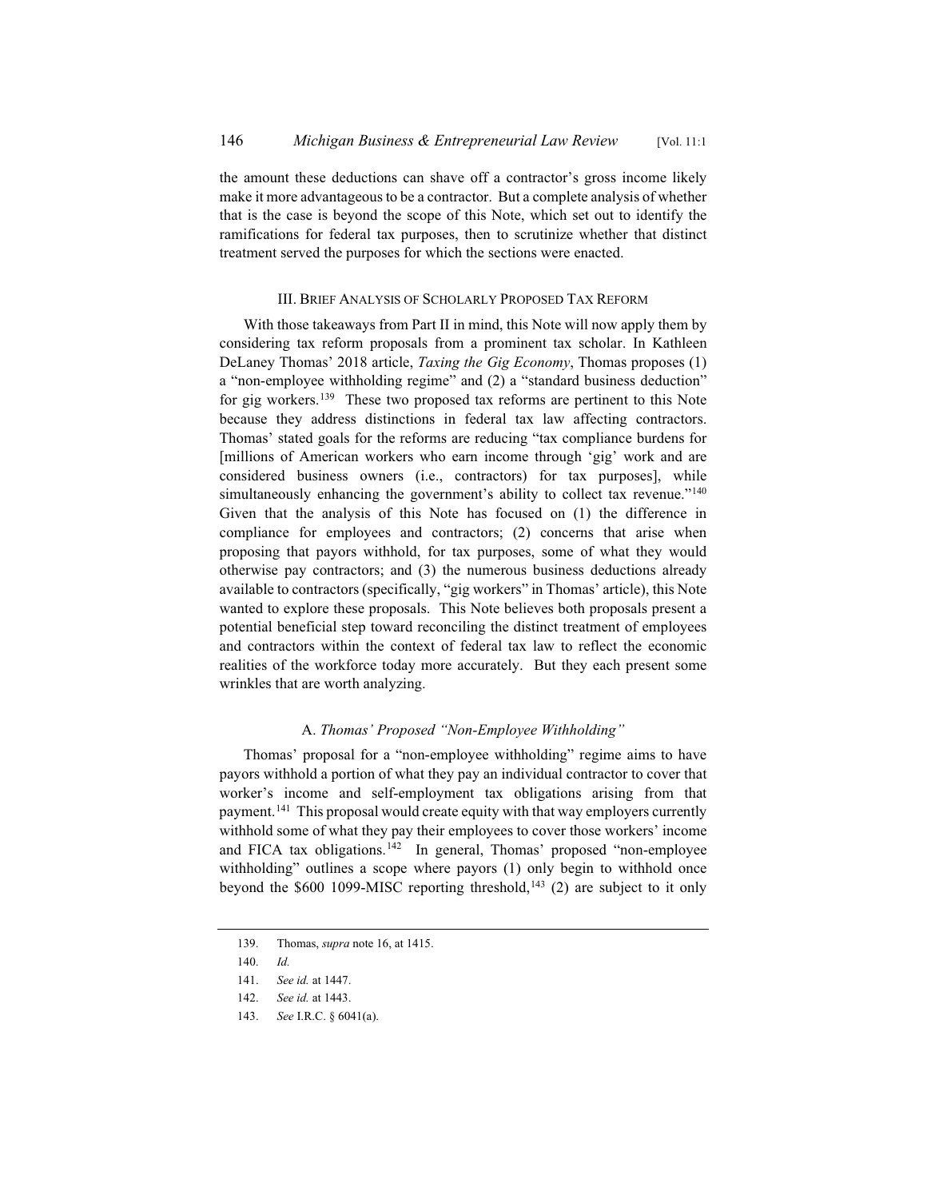the amount these deductions can shave off a contractor's gross income likely make it more advantageous to be a contractor. But a complete analysis of whether that is the case is beyond the scope of this Note, which set out to identify the ramifications for federal tax purposes, then to scrutinize whether that distinct treatment served the purposes for which the sections were enacted.

## III. BRIEF ANALYSIS OF SCHOLARLY PROPOSED TAX REFORM

With those takeaways from Part II in mind, this Note will now apply them by considering tax reform proposals from a prominent tax scholar. In Kathleen DeLaney Thomas' 2018 article, *Taxing the Gig Economy*, Thomas proposes (1) a "non-employee withholding regime" and (2) a "standard business deduction" for gig workers.[139] These two proposed tax reforms are pertinent to this Note because they address distinctions in federal tax law affecting contractors. Thomas' stated goals for the reforms are reducing "tax compliance burdens for [millions of American workers who earn income through 'gig' work and are considered business owners (i.e., contractors) for tax purposes], while simultaneously enhancing the government's ability to collect tax revenue."[140] Given that the analysis of this Note has focused on (1) the difference in compliance for employees and contractors; (2) concerns that arise when proposing that payors withhold, for tax purposes, some of what they would otherwise pay contractors; and (3) the numerous business deductions already available to contractors (specifically, "gig workers" in Thomas' article), this Note wanted to explore these proposals. This Note believes both proposals present a potential beneficial step toward reconciling the distinct treatment of employees and contractors within the context of federal tax law to reflect the economic realities of the workforce today more accurately. But they each present some wrinkles that are worth analyzing.

### A. *Thomas' Proposed "Non-Employee Withholding"*

Thomas' proposal for a "non-employee withholding" regime aims to have payors withhold a portion of what they pay an individual contractor to cover that worker's income and self-employment tax obligations arising from that payment.[141] This proposal would create equity with that way employers currently withhold some of what they pay their employees to cover those workers' income and FICA tax obligations.[142] In general, Thomas' proposed "non-employee withholding" outlines a scope where payors (1) only begin to withhold once beyond the $600 1099-MISC reporting threshold,[143] (2) are subject to it only

---

139. Thomas, *supra* note 16, at 1415.

140. *Id.*

141. *See id.* at 1447.

142. *See id.* at 1443.

143. *See* I.R.C. § 6041(a).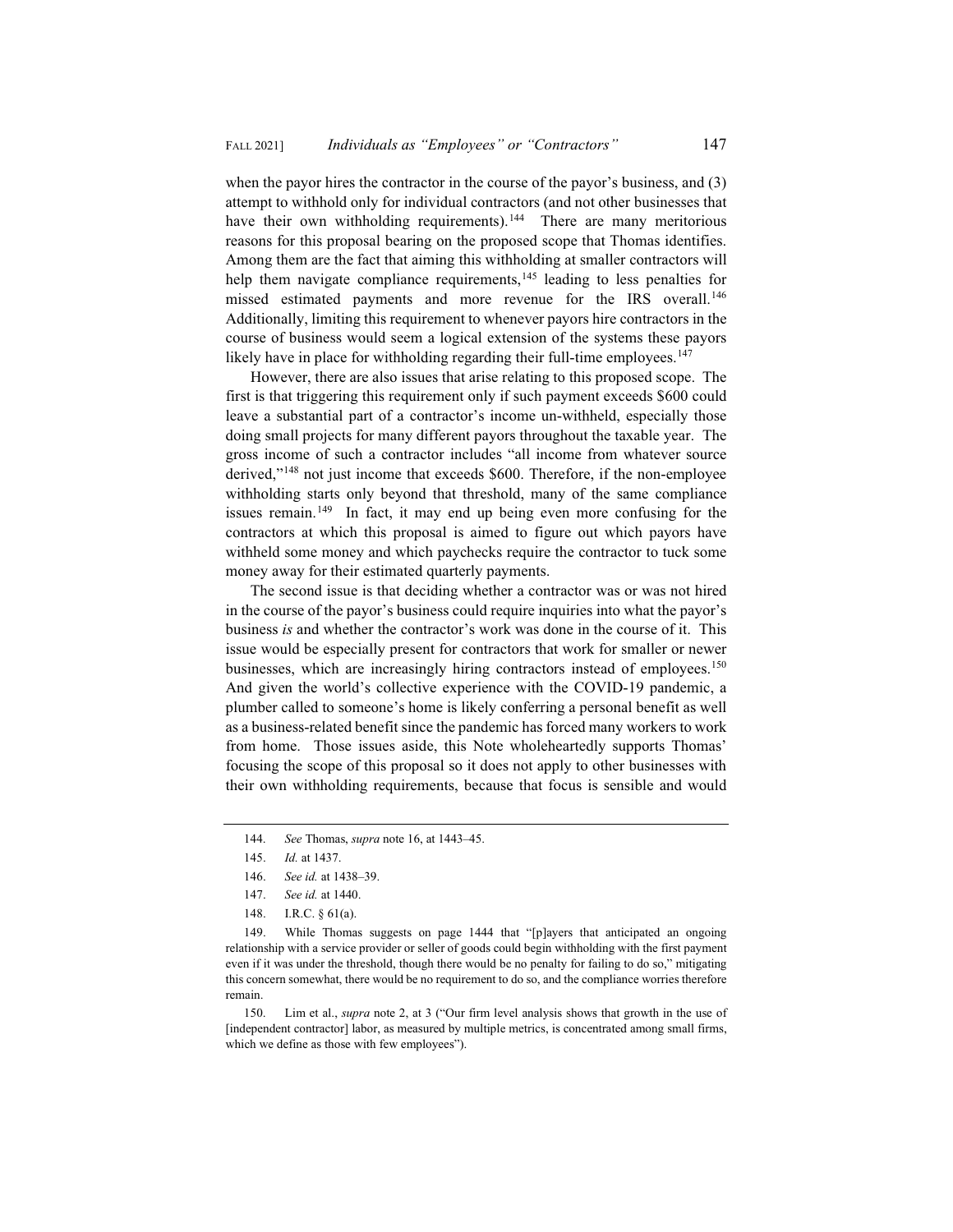when the payor hires the contractor in the course of the payor's business, and (3) attempt to withhold only for individual contractors (and not other businesses that have their own withholding requirements).[144] There are many meritorious reasons for this proposal bearing on the proposed scope that Thomas identifies. Among them are the fact that aiming this withholding at smaller contractors will help them navigate compliance requirements,[145] leading to less penalties for missed estimated payments and more revenue for the IRS overall.[146] Additionally, limiting this requirement to whenever payors hire contractors in the course of business would seem a logical extension of the systems these payors likely have in place for withholding regarding their full-time employees.[147]

However, there are also issues that arise relating to this proposed scope. The first is that triggering this requirement only if such payment exceeds $600 could leave a substantial part of a contractor's income un-withheld, especially those doing small projects for many different payors throughout the taxable year. The gross income of such a contractor includes "all income from whatever source derived,"[148] not just income that exceeds $600. Therefore, if the non-employee withholding starts only beyond that threshold, many of the same compliance issues remain.[149] In fact, it may end up being even more confusing for the contractors at which this proposal is aimed to figure out which payors have withheld some money and which paychecks require the contractor to tuck some money away for their estimated quarterly payments.

The second issue is that deciding whether a contractor was or was not hired in the course of the payor's business could require inquiries into what the payor's business *is* and whether the contractor's work was done in the course of it. This issue would be especially present for contractors that work for smaller or newer businesses, which are increasingly hiring contractors instead of employees.[150] And given the world's collective experience with the COVID-19 pandemic, a plumber called to someone's home is likely conferring a personal benefit as well as a business-related benefit since the pandemic has forced many workers to work from home. Those issues aside, this Note wholeheartedly supports Thomas' focusing the scope of this proposal so it does not apply to other businesses with their own withholding requirements, because that focus is sensible and would

---

144. *See* Thomas, *supra* note 16, at 1443–45.

145. *Id.* at 1437.

146. *See id.* at 1438–39.

147. *See id.* at 1440.

148. I.R.C. § 61(a).

149. While Thomas suggests on page 1444 that "[p]ayers that anticipated an ongoing relationship with a service provider or seller of goods could begin withholding with the first payment even if it was under the threshold, though there would be no penalty for failing to do so," mitigating this concern somewhat, there would be no requirement to do so, and the compliance worries therefore remain.

150. Lim et al., *supra* note 2, at 3 ("Our firm level analysis shows that growth in the use of [independent contractor] labor, as measured by multiple metrics, is concentrated among small firms, which we define as those with few employees").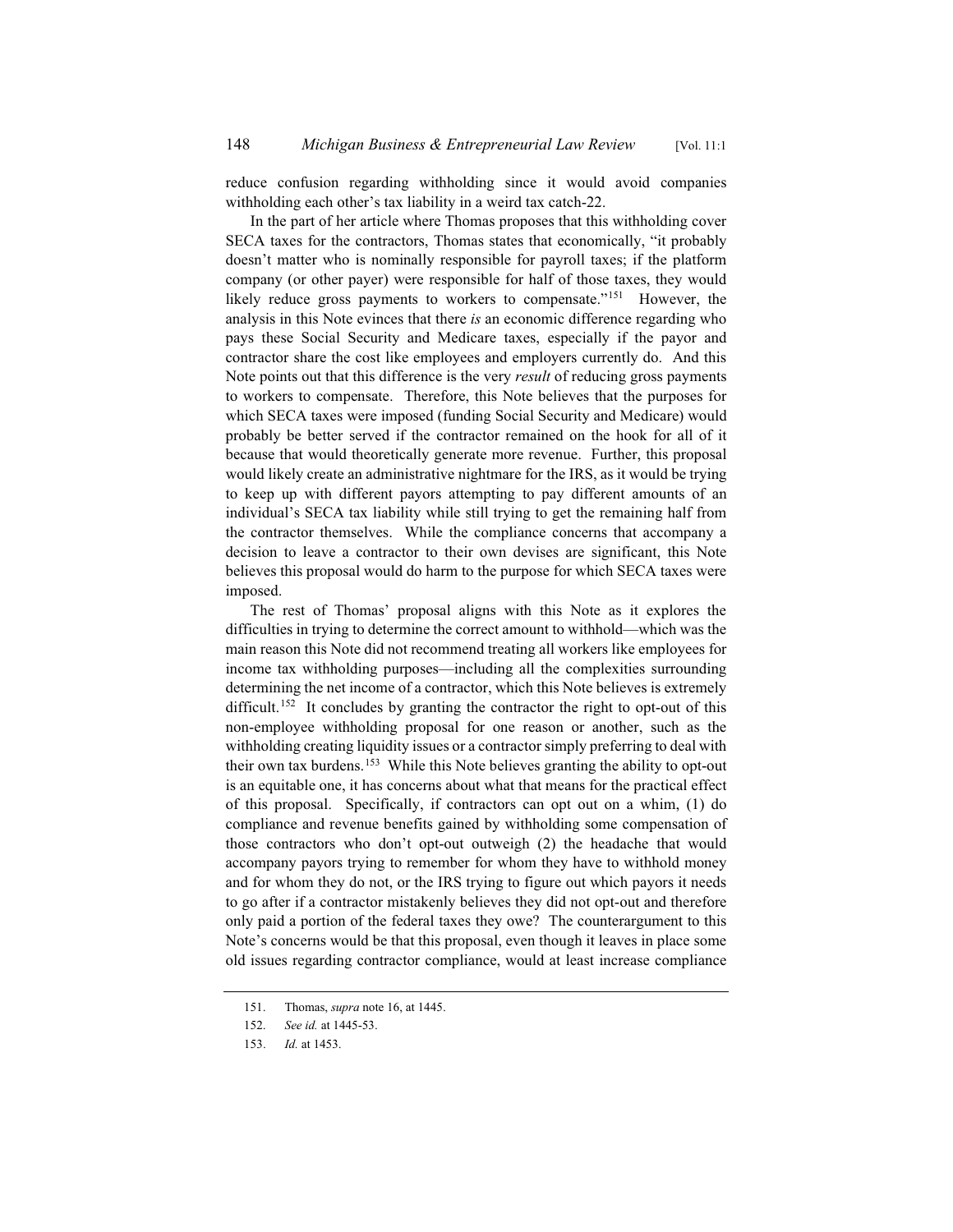reduce confusion regarding withholding since it would avoid companies withholding each other's tax liability in a weird tax catch-22.

In the part of her article where Thomas proposes that this withholding cover SECA taxes for the contractors, Thomas states that economically, "it probably doesn't matter who is nominally responsible for payroll taxes; if the platform company (or other payer) were responsible for half of those taxes, they would likely reduce gross payments to workers to compensate."[151] However, the analysis in this Note evinces that there *is* an economic difference regarding who pays these Social Security and Medicare taxes, especially if the payor and contractor share the cost like employees and employers currently do. And this Note points out that this difference is the very *result* of reducing gross payments to workers to compensate. Therefore, this Note believes that the purposes for which SECA taxes were imposed (funding Social Security and Medicare) would probably be better served if the contractor remained on the hook for all of it because that would theoretically generate more revenue. Further, this proposal would likely create an administrative nightmare for the IRS, as it would be trying to keep up with different payors attempting to pay different amounts of an individual's SECA tax liability while still trying to get the remaining half from the contractor themselves. While the compliance concerns that accompany a decision to leave a contractor to their own devises are significant, this Note believes this proposal would do harm to the purpose for which SECA taxes were imposed.

The rest of Thomas' proposal aligns with this Note as it explores the difficulties in trying to determine the correct amount to withhold—which was the main reason this Note did not recommend treating all workers like employees for income tax withholding purposes—including all the complexities surrounding determining the net income of a contractor, which this Note believes is extremely difficult.[152] It concludes by granting the contractor the right to opt-out of this non-employee withholding proposal for one reason or another, such as the withholding creating liquidity issues or a contractor simply preferring to deal with their own tax burdens.[153] While this Note believes granting the ability to opt-out is an equitable one, it has concerns about what that means for the practical effect of this proposal. Specifically, if contractors can opt out on a whim, (1) do compliance and revenue benefits gained by withholding some compensation of those contractors who don't opt-out outweigh (2) the headache that would accompany payors trying to remember for whom they have to withhold money and for whom they do not, or the IRS trying to figure out which payors it needs to go after if a contractor mistakenly believes they did not opt-out and therefore only paid a portion of the federal taxes they owe? The counterargument to this Note's concerns would be that this proposal, even though it leaves in place some old issues regarding contractor compliance, would at least increase compliance

151. Thomas, *supra* note 16, at 1445.

152. *See id.* at 1445-53.

153. *Id.* at 1453.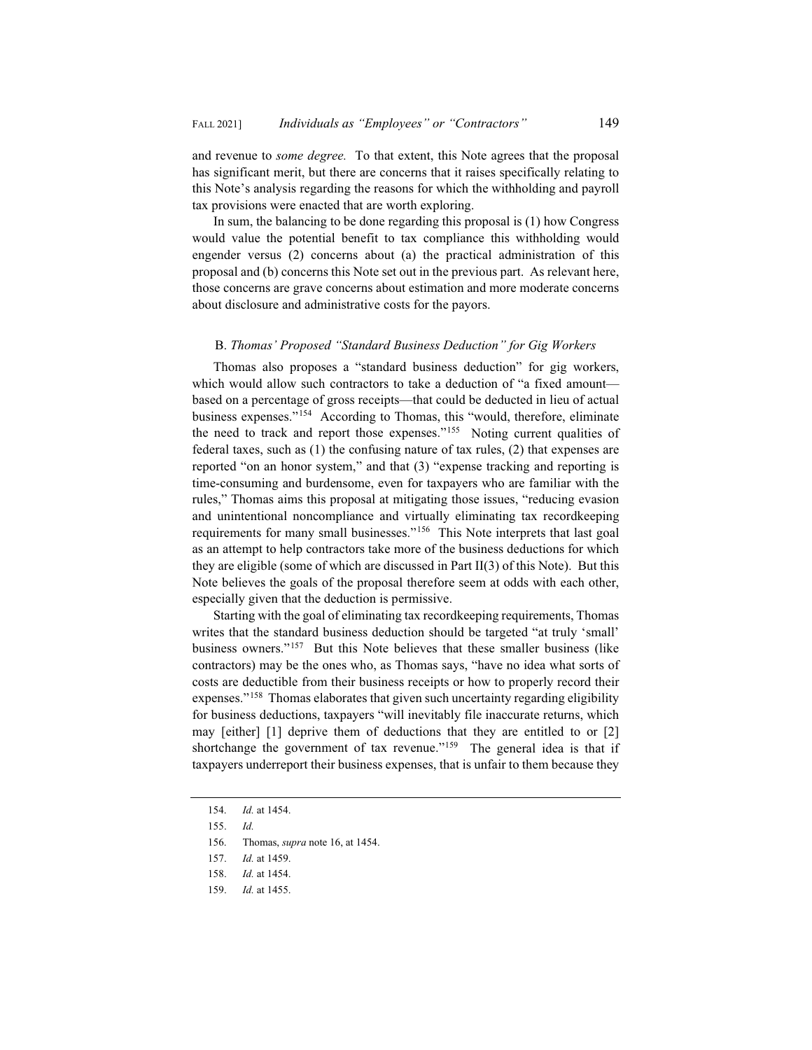and revenue to *some degree.* To that extent, this Note agrees that the proposal has significant merit, but there are concerns that it raises specifically relating to this Note's analysis regarding the reasons for which the withholding and payroll tax provisions were enacted that are worth exploring.

In sum, the balancing to be done regarding this proposal is (1) how Congress would value the potential benefit to tax compliance this withholding would engender versus (2) concerns about (a) the practical administration of this proposal and (b) concerns this Note set out in the previous part. As relevant here, those concerns are grave concerns about estimation and more moderate concerns about disclosure and administrative costs for the payors.

### B. *Thomas' Proposed "Standard Business Deduction" for Gig Workers*

Thomas also proposes a "standard business deduction" for gig workers, which would allow such contractors to take a deduction of "a fixed amount—based on a percentage of gross receipts—that could be deducted in lieu of actual business expenses."[154] According to Thomas, this "would, therefore, eliminate the need to track and report those expenses."[155] Noting current qualities of federal taxes, such as (1) the confusing nature of tax rules, (2) that expenses are reported "on an honor system," and that (3) "expense tracking and reporting is time-consuming and burdensome, even for taxpayers who are familiar with the rules," Thomas aims this proposal at mitigating those issues, "reducing evasion and unintentional noncompliance and virtually eliminating tax recordkeeping requirements for many small businesses."[156] This Note interprets that last goal as an attempt to help contractors take more of the business deductions for which they are eligible (some of which are discussed in Part II(3) of this Note). But this Note believes the goals of the proposal therefore seem at odds with each other, especially given that the deduction is permissive.

Starting with the goal of eliminating tax recordkeeping requirements, Thomas writes that the standard business deduction should be targeted "at truly 'small' business owners."[157] But this Note believes that these smaller business (like contractors) may be the ones who, as Thomas says, "have no idea what sorts of costs are deductible from their business receipts or how to properly record their expenses."[158] Thomas elaborates that given such uncertainty regarding eligibility for business deductions, taxpayers "will inevitably file inaccurate returns, which may [either] [1] deprive them of deductions that they are entitled to or [2] shortchange the government of tax revenue."[159] The general idea is that if taxpayers underreport their business expenses, that is unfair to them because they

---

154. *Id.* at 1454.

155. *Id.*

156. Thomas, *supra* note 16, at 1454.

157. *Id.* at 1459.

158. *Id.* at 1454.

159. *Id.* at 1455.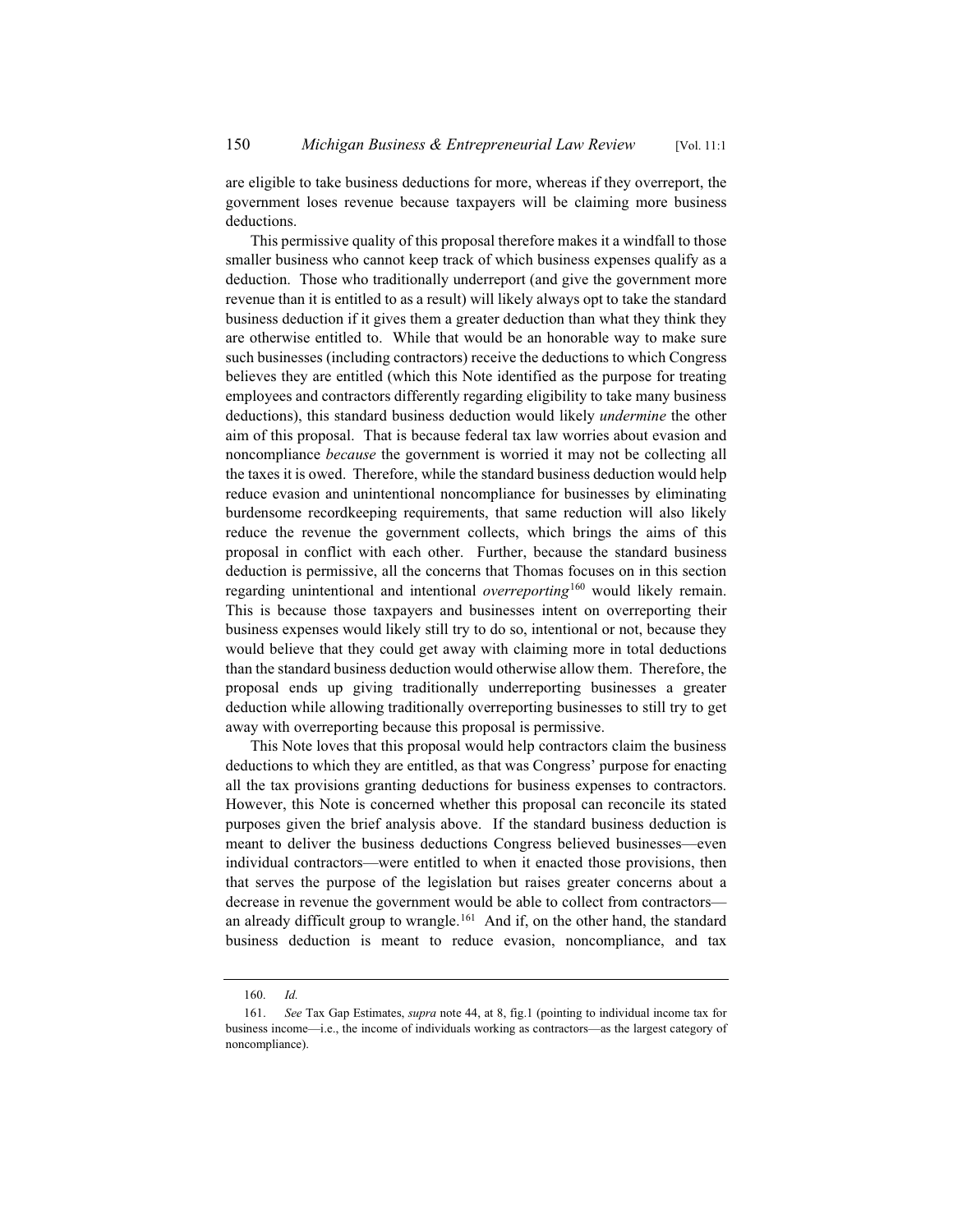are eligible to take business deductions for more, whereas if they overreport, the government loses revenue because taxpayers will be claiming more business deductions.

This permissive quality of this proposal therefore makes it a windfall to those smaller business who cannot keep track of which business expenses qualify as a deduction. Those who traditionally underreport (and give the government more revenue than it is entitled to as a result) will likely always opt to take the standard business deduction if it gives them a greater deduction than what they think they are otherwise entitled to. While that would be an honorable way to make sure such businesses (including contractors) receive the deductions to which Congress believes they are entitled (which this Note identified as the purpose for treating employees and contractors differently regarding eligibility to take many business deductions), this standard business deduction would likely *undermine* the other aim of this proposal. That is because federal tax law worries about evasion and noncompliance *because* the government is worried it may not be collecting all the taxes it is owed. Therefore, while the standard business deduction would help reduce evasion and unintentional noncompliance for businesses by eliminating burdensome recordkeeping requirements, that same reduction will also likely reduce the revenue the government collects, which brings the aims of this proposal in conflict with each other. Further, because the standard business deduction is permissive, all the concerns that Thomas focuses on in this section regarding unintentional and intentional *overreporting*[160] would likely remain. This is because those taxpayers and businesses intent on overreporting their business expenses would likely still try to do so, intentional or not, because they would believe that they could get away with claiming more in total deductions than the standard business deduction would otherwise allow them. Therefore, the proposal ends up giving traditionally underreporting businesses a greater deduction while allowing traditionally overreporting businesses to still try to get away with overreporting because this proposal is permissive.

This Note loves that this proposal would help contractors claim the business deductions to which they are entitled, as that was Congress' purpose for enacting all the tax provisions granting deductions for business expenses to contractors. However, this Note is concerned whether this proposal can reconcile its stated purposes given the brief analysis above. If the standard business deduction is meant to deliver the business deductions Congress believed businesses—even individual contractors—were entitled to when it enacted those provisions, then that serves the purpose of the legislation but raises greater concerns about a decrease in revenue the government would be able to collect from contractors—an already difficult group to wrangle.[161] And if, on the other hand, the standard business deduction is meant to reduce evasion, noncompliance, and tax

---

160. *Id.*

161. *See* Tax Gap Estimates, *supra* note 44, at 8, fig.1 (pointing to individual income tax for business income—i.e., the income of individuals working as contractors—as the largest category of noncompliance).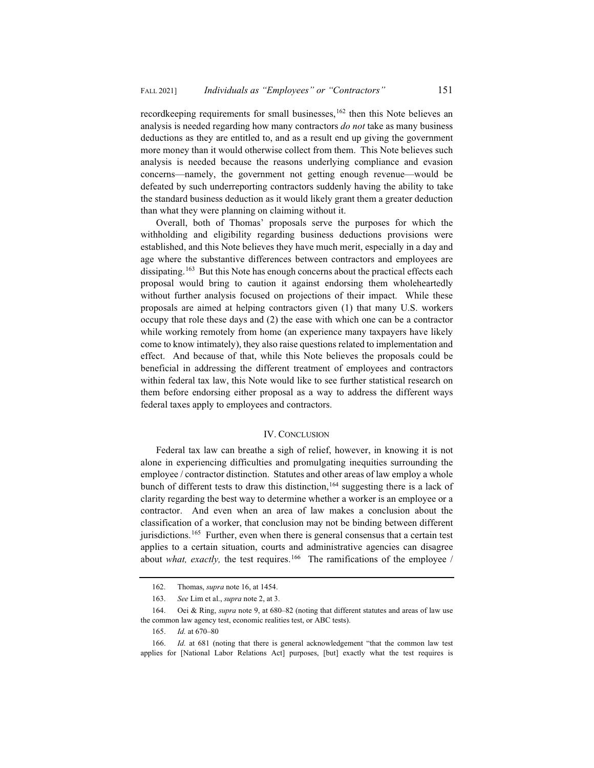recordkeeping requirements for small businesses,[162] then this Note believes an analysis is needed regarding how many contractors *do not* take as many business deductions as they are entitled to, and as a result end up giving the government more money than it would otherwise collect from them. This Note believes such analysis is needed because the reasons underlying compliance and evasion concerns—namely, the government not getting enough revenue—would be defeated by such underreporting contractors suddenly having the ability to take the standard business deduction as it would likely grant them a greater deduction than what they were planning on claiming without it.

Overall, both of Thomas' proposals serve the purposes for which the withholding and eligibility regarding business deductions provisions were established, and this Note believes they have much merit, especially in a day and age where the substantive differences between contractors and employees are dissipating.[163] But this Note has enough concerns about the practical effects each proposal would bring to caution it against endorsing them wholeheartedly without further analysis focused on projections of their impact. While these proposals are aimed at helping contractors given (1) that many U.S. workers occupy that role these days and (2) the ease with which one can be a contractor while working remotely from home (an experience many taxpayers have likely come to know intimately), they also raise questions related to implementation and effect. And because of that, while this Note believes the proposals could be beneficial in addressing the different treatment of employees and contractors within federal tax law, this Note would like to see further statistical research on them before endorsing either proposal as a way to address the different ways federal taxes apply to employees and contractors.

## IV. Conclusion

Federal tax law can breathe a sigh of relief, however, in knowing it is not alone in experiencing difficulties and promulgating inequities surrounding the employee / contractor distinction. Statutes and other areas of law employ a whole bunch of different tests to draw this distinction,[164] suggesting there is a lack of clarity regarding the best way to determine whether a worker is an employee or a contractor. And even when an area of law makes a conclusion about the classification of a worker, that conclusion may not be binding between different jurisdictions.[165] Further, even when there is general consensus that a certain test applies to a certain situation, courts and administrative agencies can disagree about *what, exactly,* the test requires.[166] The ramifications of the employee /

---

162. Thomas, *supra* note 16, at 1454.

163. *See* Lim et al., *supra* note 2, at 3.

164. Oei & Ring, *supra* note 9, at 680–82 (noting that different statutes and areas of law use the common law agency test, economic realities test, or ABC tests).

165. *Id.* at 670–80

166. *Id.* at 681 (noting that there is general acknowledgement "that the common law test applies for [National Labor Relations Act] purposes, [but] exactly what the test requires is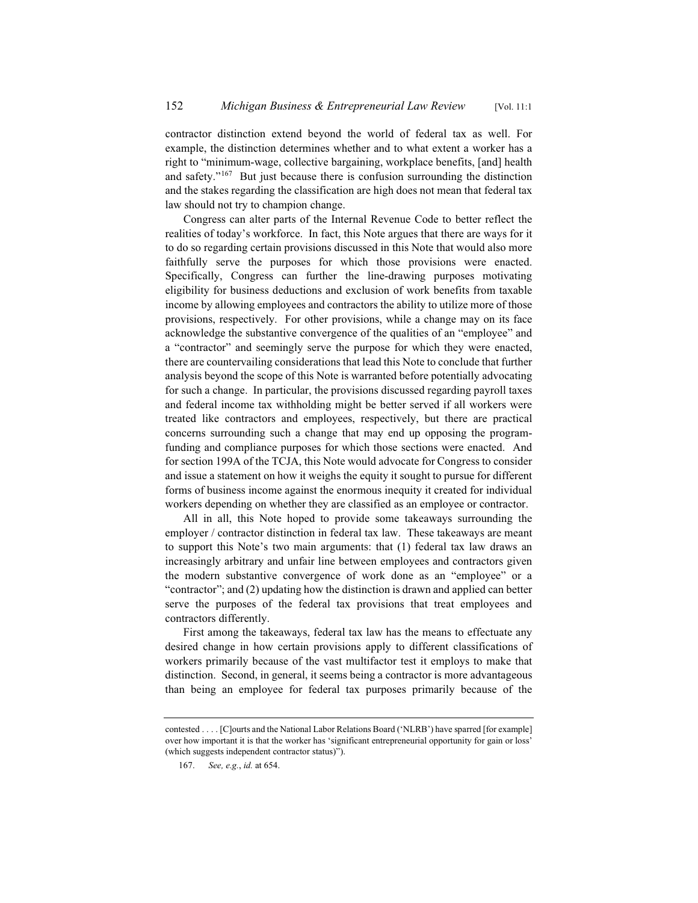contractor distinction extend beyond the world of federal tax as well. For example, the distinction determines whether and to what extent a worker has a right to "minimum-wage, collective bargaining, workplace benefits, [and] health and safety."[167] But just because there is confusion surrounding the distinction and the stakes regarding the classification are high does not mean that federal tax law should not try to champion change.

Congress can alter parts of the Internal Revenue Code to better reflect the realities of today's workforce. In fact, this Note argues that there are ways for it to do so regarding certain provisions discussed in this Note that would also more faithfully serve the purposes for which those provisions were enacted. Specifically, Congress can further the line-drawing purposes motivating eligibility for business deductions and exclusion of work benefits from taxable income by allowing employees and contractors the ability to utilize more of those provisions, respectively. For other provisions, while a change may on its face acknowledge the substantive convergence of the qualities of an "employee" and a "contractor" and seemingly serve the purpose for which they were enacted, there are countervailing considerations that lead this Note to conclude that further analysis beyond the scope of this Note is warranted before potentially advocating for such a change. In particular, the provisions discussed regarding payroll taxes and federal income tax withholding might be better served if all workers were treated like contractors and employees, respectively, but there are practical concerns surrounding such a change that may end up opposing the program-funding and compliance purposes for which those sections were enacted. And for section 199A of the TCJA, this Note would advocate for Congress to consider and issue a statement on how it weighs the equity it sought to pursue for different forms of business income against the enormous inequity it created for individual workers depending on whether they are classified as an employee or contractor.

All in all, this Note hoped to provide some takeaways surrounding the employer / contractor distinction in federal tax law. These takeaways are meant to support this Note's two main arguments: that (1) federal tax law draws an increasingly arbitrary and unfair line between employees and contractors given the modern substantive convergence of work done as an "employee" or a "contractor"; and (2) updating how the distinction is drawn and applied can better serve the purposes of the federal tax provisions that treat employees and contractors differently.

First among the takeaways, federal tax law has the means to effectuate any desired change in how certain provisions apply to different classifications of workers primarily because of the vast multifactor test it employs to make that distinction. Second, in general, it seems being a contractor is more advantageous than being an employee for federal tax purposes primarily because of the

---

contested . . . . [C]ourts and the National Labor Relations Board ('NLRB') have sparred [for example] over how important it is that the worker has 'significant entrepreneurial opportunity for gain or loss' (which suggests independent contractor status)").

167. *See, e.g.*, *id.* at 654.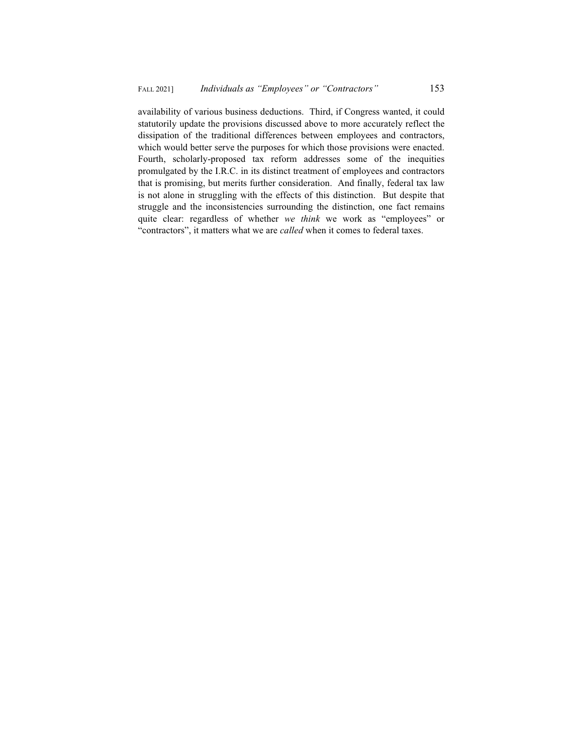availability of various business deductions. Third, if Congress wanted, it could statutorily update the provisions discussed above to more accurately reflect the dissipation of the traditional differences between employees and contractors, which would better serve the purposes for which those provisions were enacted. Fourth, scholarly-proposed tax reform addresses some of the inequities promulgated by the I.R.C. in its distinct treatment of employees and contractors that is promising, but merits further consideration. And finally, federal tax law is not alone in struggling with the effects of this distinction. But despite that struggle and the inconsistencies surrounding the distinction, one fact remains quite clear: regardless of whether *we think* we work as "employees" or "contractors", it matters what we are *called* when it comes to federal taxes.